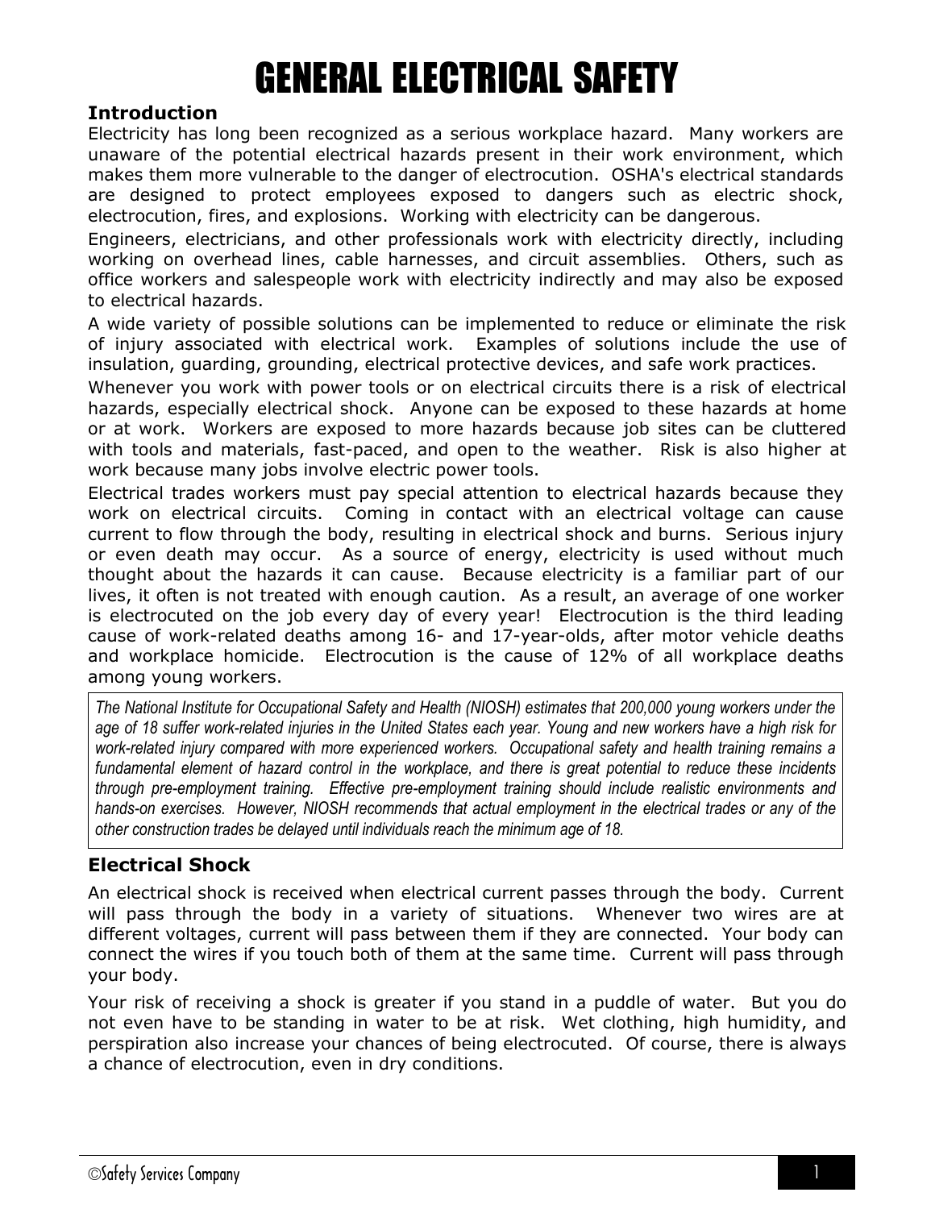# GENERAL ELECTRICAL SAFETY

## Introduction

Electricity has long been recognized as a serious workplace hazard. Many workers are unaware of the potential electrical hazards present in their work environment, which makes them more vulnerable to the danger of electrocution. OSHA's electrical standards are designed to protect employees exposed to dangers such as electric shock, electrocution, fires, and explosions. Working with electricity can be dangerous.

Engineers, electricians, and other professionals work with electricity directly, including working on overhead lines, cable harnesses, and circuit assemblies. Others, such as office workers and salespeople work with electricity indirectly and may also be exposed to electrical hazards.

A wide variety of possible solutions can be implemented to reduce or eliminate the risk of injury associated with electrical work. Examples of solutions include the use of insulation, guarding, grounding, electrical protective devices, and safe work practices.

Whenever you work with power tools or on electrical circuits there is a risk of electrical hazards, especially electrical shock. Anyone can be exposed to these hazards at home or at work. Workers are exposed to more hazards because job sites can be cluttered with tools and materials, fast-paced, and open to the weather. Risk is also higher at work because many jobs involve electric power tools.

Electrical trades workers must pay special attention to electrical hazards because they work on electrical circuits. Coming in contact with an electrical voltage can cause current to flow through the body, resulting in electrical shock and burns. Serious injury or even death may occur. As a source of energy, electricity is used without much thought about the hazards it can cause. Because electricity is a familiar part of our lives, it often is not treated with enough caution. As a result, an average of one worker is electrocuted on the job every day of every year! Electrocution is the third leading cause of work-related deaths among 16- and 17-year-olds, after motor vehicle deaths and workplace homicide. Electrocution is the cause of 12% of all workplace deaths among young workers.

*The National Institute for Occupational Safety and Health (NIOSH) estimates that 200,000 young workers under the age of 18 suffer work-related injuries in the United States each year. Young and new workers have a high risk for work-related injury compared with more experienced workers. Occupational safety and health training remains a fundamental element of hazard control in the workplace, and there is great potential to reduce these incidents through pre-employment training. Effective pre-employment training should include realistic environments and hands-on exercises. However, NIOSH recommends that actual employment in the electrical trades or any of the other construction trades be delayed until individuals reach the minimum age of 18.*

## Electrical Shock

An electrical shock is received when electrical current passes through the body. Current will pass through the body in a variety of situations. Whenever two wires are at different voltages, current will pass between them if they are connected. Your body can connect the wires if you touch both of them at the same time. Current will pass through your body.

Your risk of receiving a shock is greater if you stand in a puddle of water. But you do not even have to be standing in water to be at risk. Wet clothing, high humidity, and perspiration also increase your chances of being electrocuted. Of course, there is always a chance of electrocution, even in dry conditions.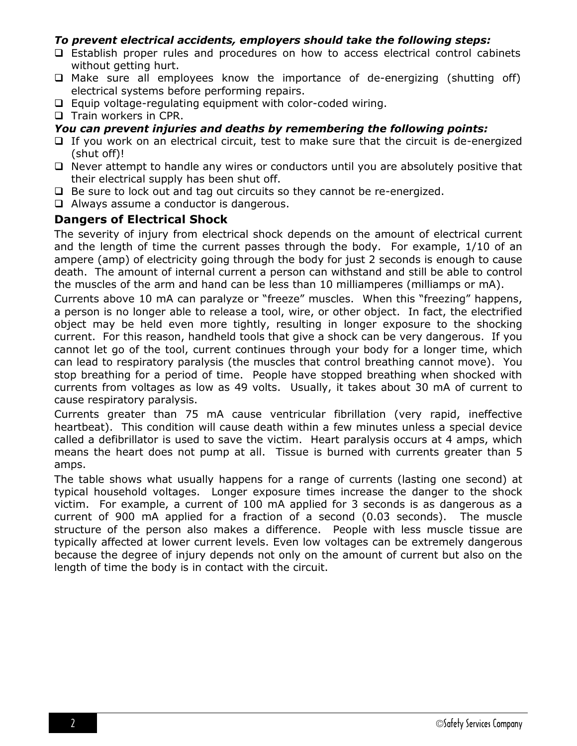***To prevent electrical accidents, employers should take the following steps:***

- Establish proper rules and procedures on how to access electrical control cabinets without getting hurt.
- Make sure all employees know the importance of de-energizing (shutting off) electrical systems before performing repairs.
- Equip voltage-regulating equipment with color-coded wiring.
- Train workers in CPR.

***You can prevent injuries and deaths by remembering the following points:***

- If you work on an electrical circuit, test to make sure that the circuit is de-energized (shut off)!
- Never attempt to handle any wires or conductors until you are absolutely positive that their electrical supply has been shut off.
- Be sure to lock out and tag out circuits so they cannot be re-energized.
- Always assume a conductor is dangerous.

## Dangers of Electrical Shock

The severity of injury from electrical shock depends on the amount of electrical current and the length of time the current passes through the body. For example, 1/10 of an ampere (amp) of electricity going through the body for just 2 seconds is enough to cause death. The amount of internal current a person can withstand and still be able to control the muscles of the arm and hand can be less than 10 milliamperes (milliamps or mA).

Currents above 10 mA can paralyze or "freeze" muscles. When this "freezing" happens, a person is no longer able to release a tool, wire, or other object. In fact, the electrified object may be held even more tightly, resulting in longer exposure to the shocking current. For this reason, handheld tools that give a shock can be very dangerous. If you cannot let go of the tool, current continues through your body for a longer time, which can lead to respiratory paralysis (the muscles that control breathing cannot move). You stop breathing for a period of time. People have stopped breathing when shocked with currents from voltages as low as 49 volts. Usually, it takes about 30 mA of current to cause respiratory paralysis.

Currents greater than 75 mA cause ventricular fibrillation (very rapid, ineffective heartbeat). This condition will cause death within a few minutes unless a special device called a defibrillator is used to save the victim. Heart paralysis occurs at 4 amps, which means the heart does not pump at all. Tissue is burned with currents greater than 5 amps.

The table shows what usually happens for a range of currents (lasting one second) at typical household voltages. Longer exposure times increase the danger to the shock victim. For example, a current of 100 mA applied for 3 seconds is as dangerous as a current of 900 mA applied for a fraction of a second (0.03 seconds). The muscle structure of the person also makes a difference. People with less muscle tissue are typically affected at lower current levels. Even low voltages can be extremely dangerous because the degree of injury depends not only on the amount of current but also on the length of time the body is in contact with the circuit.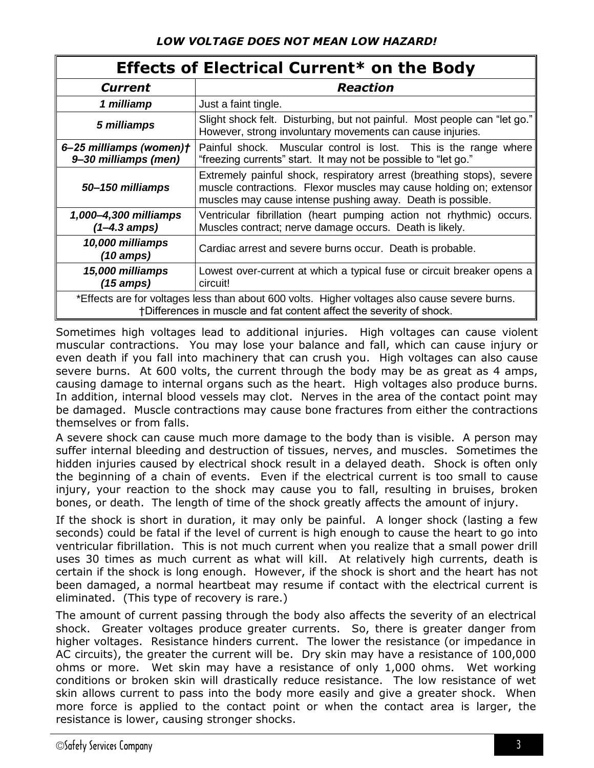***LOW VOLTAGE DOES NOT MEAN LOW HAZARD!***

| **Effects of Electrical Current* on the Body** | |
|---|---|
| ***Current*** | ***Reaction*** |
| ***1 milliamp*** | Just a faint tingle. |
| ***5 milliamps*** | Slight shock felt. Disturbing, but not painful. Most people can "let go." However, strong involuntary movements can cause injuries. |
| ***6–25 milliamps (women)†*** ***9–30 milliamps (men)*** | Painful shock. Muscular control is lost. This is the range where "freezing currents" start. It may not be possible to "let go." |
| ***50–150 milliamps*** | Extremely painful shock, respiratory arrest (breathing stops), severe muscle contractions. Flexor muscles may cause holding on; extensor muscles may cause intense pushing away. Death is possible. |
| ***1,000–4,300 milliamps (1–4.3 amps)*** | Ventricular fibrillation (heart pumping action not rhythmic) occurs. Muscles contract; nerve damage occurs. Death is likely. |
| ***10,000 milliamps (10 amps)*** | Cardiac arrest and severe burns occur. Death is probable. |
| ***15,000 milliamps (15 amps)*** | Lowest over-current at which a typical fuse or circuit breaker opens a circuit! |

*Effects are for voltages less than about 600 volts. Higher voltages also cause severe burns.
†Differences in muscle and fat content affect the severity of shock.

Sometimes high voltages lead to additional injuries. High voltages can cause violent muscular contractions. You may lose your balance and fall, which can cause injury or even death if you fall into machinery that can crush you. High voltages can also cause severe burns. At 600 volts, the current through the body may be as great as 4 amps, causing damage to internal organs such as the heart. High voltages also produce burns. In addition, internal blood vessels may clot. Nerves in the area of the contact point may be damaged. Muscle contractions may cause bone fractures from either the contractions themselves or from falls.

A severe shock can cause much more damage to the body than is visible. A person may suffer internal bleeding and destruction of tissues, nerves, and muscles. Sometimes the hidden injuries caused by electrical shock result in a delayed death. Shock is often only the beginning of a chain of events. Even if the electrical current is too small to cause injury, your reaction to the shock may cause you to fall, resulting in bruises, broken bones, or death. The length of time of the shock greatly affects the amount of injury.

If the shock is short in duration, it may only be painful. A longer shock (lasting a few seconds) could be fatal if the level of current is high enough to cause the heart to go into ventricular fibrillation. This is not much current when you realize that a small power drill uses 30 times as much current as what will kill. At relatively high currents, death is certain if the shock is long enough. However, if the shock is short and the heart has not been damaged, a normal heartbeat may resume if contact with the electrical current is eliminated. (This type of recovery is rare.)

The amount of current passing through the body also affects the severity of an electrical shock. Greater voltages produce greater currents. So, there is greater danger from higher voltages. Resistance hinders current. The lower the resistance (or impedance in AC circuits), the greater the current will be. Dry skin may have a resistance of 100,000 ohms or more. Wet skin may have a resistance of only 1,000 ohms. Wet working conditions or broken skin will drastically reduce resistance. The low resistance of wet skin allows current to pass into the body more easily and give a greater shock. When more force is applied to the contact point or when the contact area is larger, the resistance is lower, causing stronger shocks.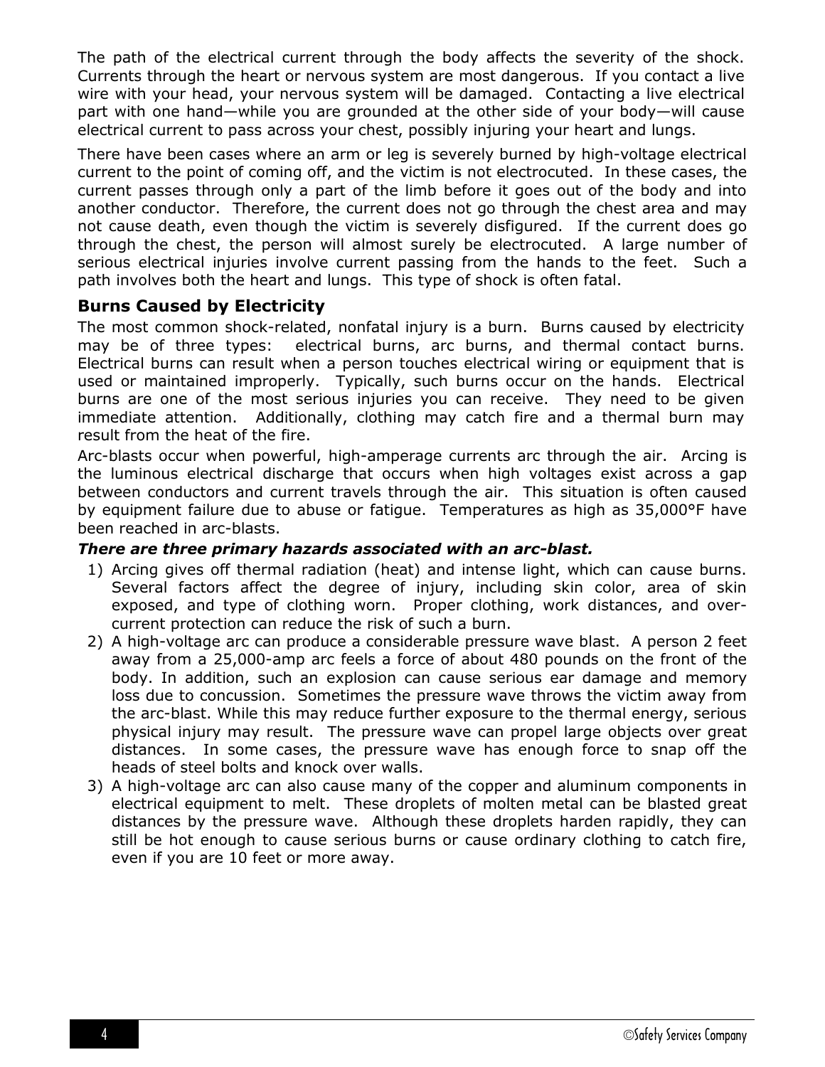The path of the electrical current through the body affects the severity of the shock. Currents through the heart or nervous system are most dangerous. If you contact a live wire with your head, your nervous system will be damaged. Contacting a live electrical part with one hand—while you are grounded at the other side of your body—will cause electrical current to pass across your chest, possibly injuring your heart and lungs.

There have been cases where an arm or leg is severely burned by high-voltage electrical current to the point of coming off, and the victim is not electrocuted. In these cases, the current passes through only a part of the limb before it goes out of the body and into another conductor. Therefore, the current does not go through the chest area and may not cause death, even though the victim is severely disfigured. If the current does go through the chest, the person will almost surely be electrocuted. A large number of serious electrical injuries involve current passing from the hands to the feet. Such a path involves both the heart and lungs. This type of shock is often fatal.

### Burns Caused by Electricity

The most common shock-related, nonfatal injury is a burn. Burns caused by electricity may be of three types: electrical burns, arc burns, and thermal contact burns. Electrical burns can result when a person touches electrical wiring or equipment that is used or maintained improperly. Typically, such burns occur on the hands. Electrical burns are one of the most serious injuries you can receive. They need to be given immediate attention. Additionally, clothing may catch fire and a thermal burn may result from the heat of the fire.

Arc-blasts occur when powerful, high-amperage currents arc through the air. Arcing is the luminous electrical discharge that occurs when high voltages exist across a gap between conductors and current travels through the air. This situation is often caused by equipment failure due to abuse or fatigue. Temperatures as high as 35,000°F have been reached in arc-blasts.

***There are three primary hazards associated with an arc-blast.***

1) Arcing gives off thermal radiation (heat) and intense light, which can cause burns. Several factors affect the degree of injury, including skin color, area of skin exposed, and type of clothing worn. Proper clothing, work distances, and over-current protection can reduce the risk of such a burn.
2) A high-voltage arc can produce a considerable pressure wave blast. A person 2 feet away from a 25,000-amp arc feels a force of about 480 pounds on the front of the body. In addition, such an explosion can cause serious ear damage and memory loss due to concussion. Sometimes the pressure wave throws the victim away from the arc-blast. While this may reduce further exposure to the thermal energy, serious physical injury may result. The pressure wave can propel large objects over great distances. In some cases, the pressure wave has enough force to snap off the heads of steel bolts and knock over walls.
3) A high-voltage arc can also cause many of the copper and aluminum components in electrical equipment to melt. These droplets of molten metal can be blasted great distances by the pressure wave. Although these droplets harden rapidly, they can still be hot enough to cause serious burns or cause ordinary clothing to catch fire, even if you are 10 feet or more away.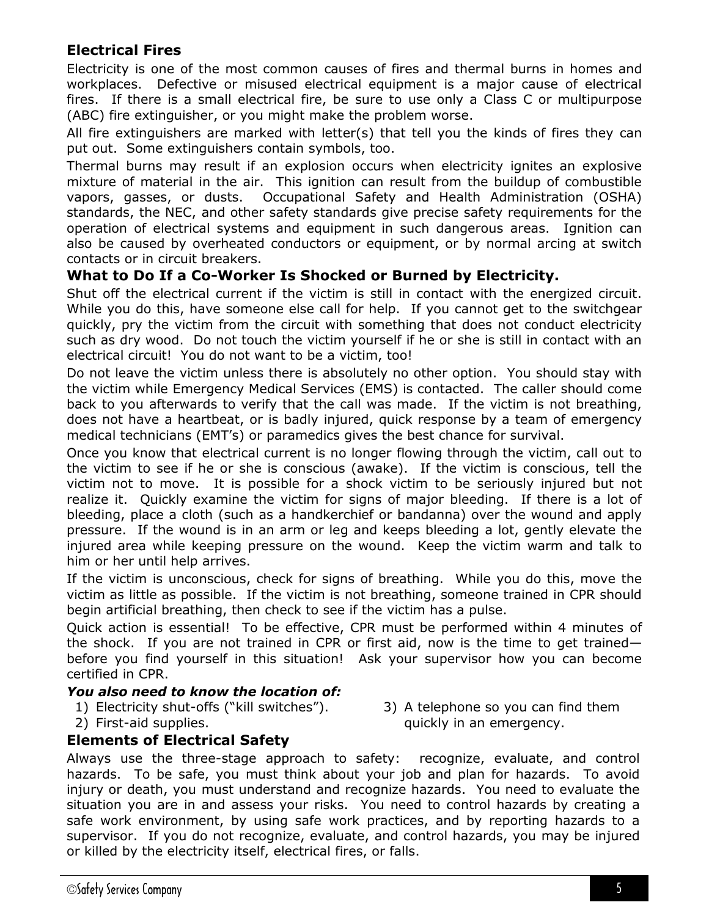## Electrical Fires

Electricity is one of the most common causes of fires and thermal burns in homes and workplaces. Defective or misused electrical equipment is a major cause of electrical fires. If there is a small electrical fire, be sure to use only a Class C or multipurpose (ABC) fire extinguisher, or you might make the problem worse.

All fire extinguishers are marked with letter(s) that tell you the kinds of fires they can put out. Some extinguishers contain symbols, too.

Thermal burns may result if an explosion occurs when electricity ignites an explosive mixture of material in the air. This ignition can result from the buildup of combustible vapors, gasses, or dusts. Occupational Safety and Health Administration (OSHA) standards, the NEC, and other safety standards give precise safety requirements for the operation of electrical systems and equipment in such dangerous areas. Ignition can also be caused by overheated conductors or equipment, or by normal arcing at switch contacts or in circuit breakers.

## What to Do If a Co-Worker Is Shocked or Burned by Electricity.

Shut off the electrical current if the victim is still in contact with the energized circuit. While you do this, have someone else call for help. If you cannot get to the switchgear quickly, pry the victim from the circuit with something that does not conduct electricity such as dry wood. Do not touch the victim yourself if he or she is still in contact with an electrical circuit! You do not want to be a victim, too!

Do not leave the victim unless there is absolutely no other option. You should stay with the victim while Emergency Medical Services (EMS) is contacted. The caller should come back to you afterwards to verify that the call was made. If the victim is not breathing, does not have a heartbeat, or is badly injured, quick response by a team of emergency medical technicians (EMT's) or paramedics gives the best chance for survival.

Once you know that electrical current is no longer flowing through the victim, call out to the victim to see if he or she is conscious (awake). If the victim is conscious, tell the victim not to move. It is possible for a shock victim to be seriously injured but not realize it. Quickly examine the victim for signs of major bleeding. If there is a lot of bleeding, place a cloth (such as a handkerchief or bandanna) over the wound and apply pressure. If the wound is in an arm or leg and keeps bleeding a lot, gently elevate the injured area while keeping pressure on the wound. Keep the victim warm and talk to him or her until help arrives.

If the victim is unconscious, check for signs of breathing. While you do this, move the victim as little as possible. If the victim is not breathing, someone trained in CPR should begin artificial breathing, then check to see if the victim has a pulse.

Quick action is essential! To be effective, CPR must be performed within 4 minutes of the shock. If you are not trained in CPR or first aid, now is the time to get trained—before you find yourself in this situation! Ask your supervisor how you can become certified in CPR.

***You also need to know the location of:***

1) Electricity shut-offs ("kill switches").
2) First-aid supplies.
3) A telephone so you can find them quickly in an emergency.

## Elements of Electrical Safety

Always use the three-stage approach to safety: recognize, evaluate, and control hazards. To be safe, you must think about your job and plan for hazards. To avoid injury or death, you must understand and recognize hazards. You need to evaluate the situation you are in and assess your risks. You need to control hazards by creating a safe work environment, by using safe work practices, and by reporting hazards to a supervisor. If you do not recognize, evaluate, and control hazards, you may be injured or killed by the electricity itself, electrical fires, or falls.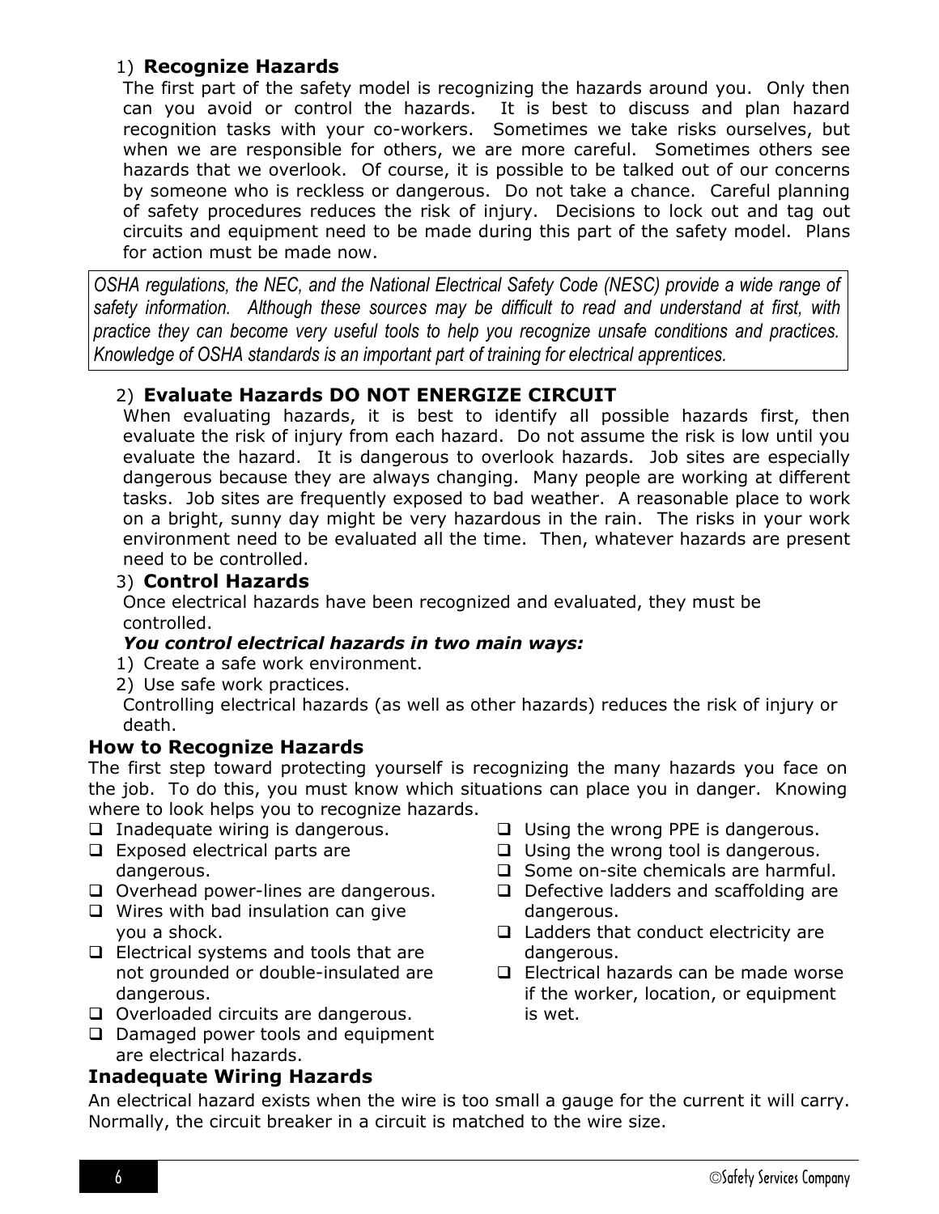1) **Recognize Hazards**

The first part of the safety model is recognizing the hazards around you. Only then can you avoid or control the hazards. It is best to discuss and plan hazard recognition tasks with your co-workers. Sometimes we take risks ourselves, but when we are responsible for others, we are more careful. Sometimes others see hazards that we overlook. Of course, it is possible to be talked out of our concerns by someone who is reckless or dangerous. Do not take a chance. Careful planning of safety procedures reduces the risk of injury. Decisions to lock out and tag out circuits and equipment need to be made during this part of the safety model. Plans for action must be made now.

*OSHA regulations, the NEC, and the National Electrical Safety Code (NESC) provide a wide range of safety information. Although these sources may be difficult to read and understand at first, with practice they can become very useful tools to help you recognize unsafe conditions and practices. Knowledge of OSHA standards is an important part of training for electrical apprentices.*

2) **Evaluate Hazards DO NOT ENERGIZE CIRCUIT**

When evaluating hazards, it is best to identify all possible hazards first, then evaluate the risk of injury from each hazard. Do not assume the risk is low until you evaluate the hazard. It is dangerous to overlook hazards. Job sites are especially dangerous because they are always changing. Many people are working at different tasks. Job sites are frequently exposed to bad weather. A reasonable place to work on a bright, sunny day might be very hazardous in the rain. The risks in your work environment need to be evaluated all the time. Then, whatever hazards are present need to be controlled.

3) **Control Hazards**

Once electrical hazards have been recognized and evaluated, they must be controlled.

***You control electrical hazards in two main ways:***

1) Create a safe work environment.
2) Use safe work practices.

Controlling electrical hazards (as well as other hazards) reduces the risk of injury or death.

### How to Recognize Hazards

The first step toward protecting yourself is recognizing the many hazards you face on the job. To do this, you must know which situations can place you in danger. Knowing where to look helps you to recognize hazards.

- Inadequate wiring is dangerous.
- Exposed electrical parts are dangerous.
- Overhead power-lines are dangerous.
- Wires with bad insulation can give you a shock.
- Electrical systems and tools that are not grounded or double-insulated are dangerous.
- Overloaded circuits are dangerous.
- Damaged power tools and equipment are electrical hazards.
- Using the wrong PPE is dangerous.
- Using the wrong tool is dangerous.
- Some on-site chemicals are harmful.
- Defective ladders and scaffolding are dangerous.
- Ladders that conduct electricity are dangerous.
- Electrical hazards can be made worse if the worker, location, or equipment is wet.

### Inadequate Wiring Hazards

An electrical hazard exists when the wire is too small a gauge for the current it will carry. Normally, the circuit breaker in a circuit is matched to the wire size.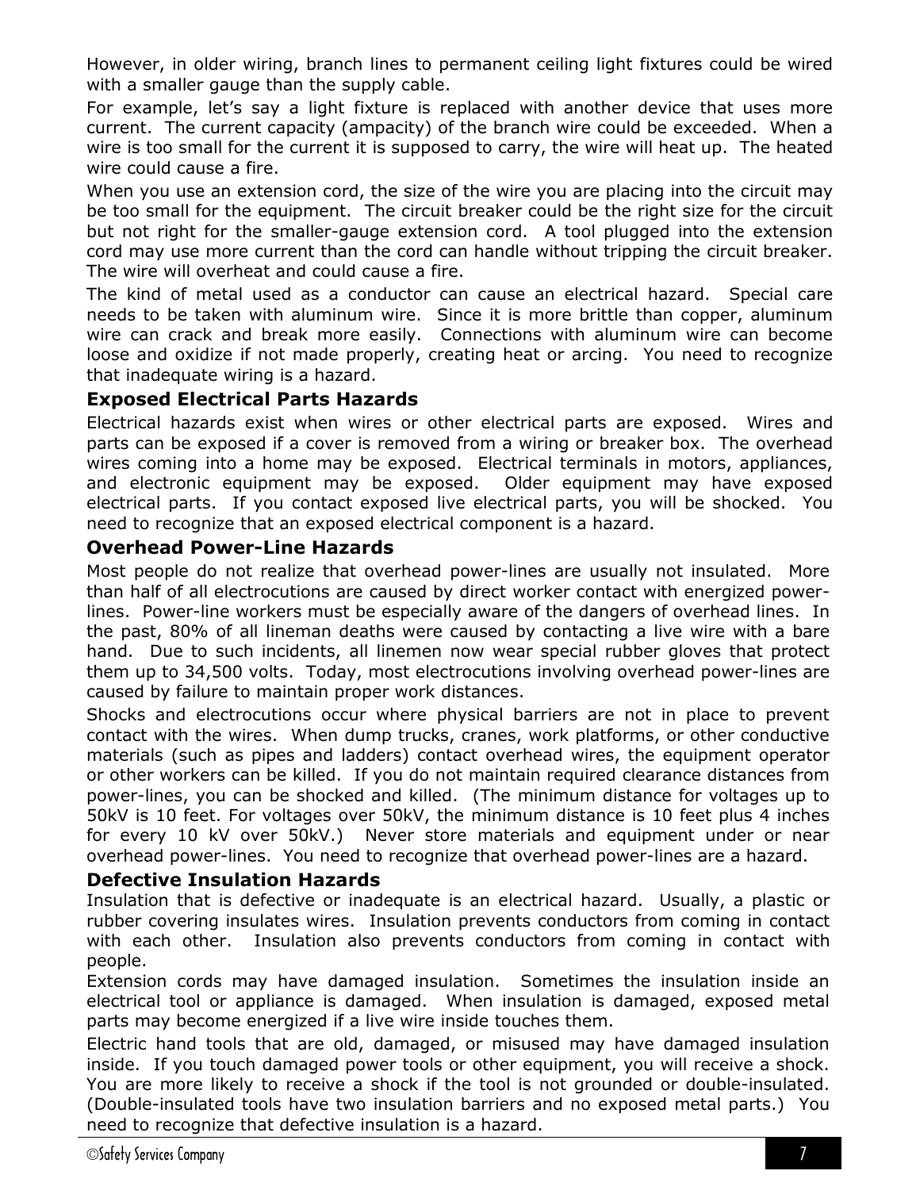However, in older wiring, branch lines to permanent ceiling light fixtures could be wired with a smaller gauge than the supply cable.

For example, let's say a light fixture is replaced with another device that uses more current. The current capacity (ampacity) of the branch wire could be exceeded. When a wire is too small for the current it is supposed to carry, the wire will heat up. The heated wire could cause a fire.

When you use an extension cord, the size of the wire you are placing into the circuit may be too small for the equipment. The circuit breaker could be the right size for the circuit but not right for the smaller-gauge extension cord. A tool plugged into the extension cord may use more current than the cord can handle without tripping the circuit breaker. The wire will overheat and could cause a fire.

The kind of metal used as a conductor can cause an electrical hazard. Special care needs to be taken with aluminum wire. Since it is more brittle than copper, aluminum wire can crack and break more easily. Connections with aluminum wire can become loose and oxidize if not made properly, creating heat or arcing. You need to recognize that inadequate wiring is a hazard.

### Exposed Electrical Parts Hazards

Electrical hazards exist when wires or other electrical parts are exposed. Wires and parts can be exposed if a cover is removed from a wiring or breaker box. The overhead wires coming into a home may be exposed. Electrical terminals in motors, appliances, and electronic equipment may be exposed. Older equipment may have exposed electrical parts. If you contact exposed live electrical parts, you will be shocked. You need to recognize that an exposed electrical component is a hazard.

### Overhead Power-Line Hazards

Most people do not realize that overhead power-lines are usually not insulated. More than half of all electrocutions are caused by direct worker contact with energized power-lines. Power-line workers must be especially aware of the dangers of overhead lines. In the past, 80% of all lineman deaths were caused by contacting a live wire with a bare hand. Due to such incidents, all linemen now wear special rubber gloves that protect them up to 34,500 volts. Today, most electrocutions involving overhead power-lines are caused by failure to maintain proper work distances.

Shocks and electrocutions occur where physical barriers are not in place to prevent contact with the wires. When dump trucks, cranes, work platforms, or other conductive materials (such as pipes and ladders) contact overhead wires, the equipment operator or other workers can be killed. If you do not maintain required clearance distances from power-lines, you can be shocked and killed. (The minimum distance for voltages up to 50kV is 10 feet. For voltages over 50kV, the minimum distance is 10 feet plus 4 inches for every 10 kV over 50kV.) Never store materials and equipment under or near overhead power-lines. You need to recognize that overhead power-lines are a hazard.

### Defective Insulation Hazards

Insulation that is defective or inadequate is an electrical hazard. Usually, a plastic or rubber covering insulates wires. Insulation prevents conductors from coming in contact with each other. Insulation also prevents conductors from coming in contact with people.

Extension cords may have damaged insulation. Sometimes the insulation inside an electrical tool or appliance is damaged. When insulation is damaged, exposed metal parts may become energized if a live wire inside touches them.

Electric hand tools that are old, damaged, or misused may have damaged insulation inside. If you touch damaged power tools or other equipment, you will receive a shock. You are more likely to receive a shock if the tool is not grounded or double-insulated. (Double-insulated tools have two insulation barriers and no exposed metal parts.) You need to recognize that defective insulation is a hazard.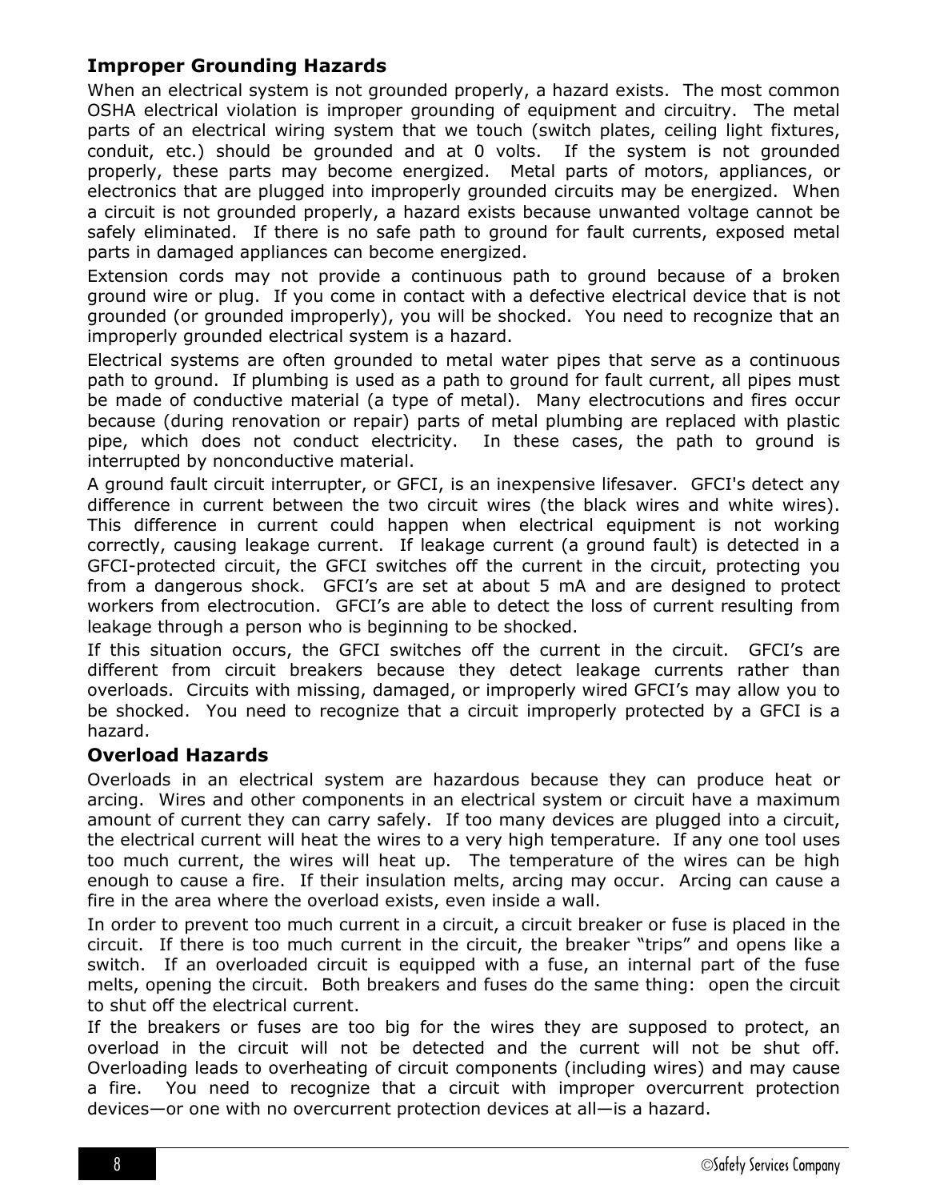## Improper Grounding Hazards

When an electrical system is not grounded properly, a hazard exists. The most common OSHA electrical violation is improper grounding of equipment and circuitry. The metal parts of an electrical wiring system that we touch (switch plates, ceiling light fixtures, conduit, etc.) should be grounded and at 0 volts. If the system is not grounded properly, these parts may become energized. Metal parts of motors, appliances, or electronics that are plugged into improperly grounded circuits may be energized. When a circuit is not grounded properly, a hazard exists because unwanted voltage cannot be safely eliminated. If there is no safe path to ground for fault currents, exposed metal parts in damaged appliances can become energized.

Extension cords may not provide a continuous path to ground because of a broken ground wire or plug. If you come in contact with a defective electrical device that is not grounded (or grounded improperly), you will be shocked. You need to recognize that an improperly grounded electrical system is a hazard.

Electrical systems are often grounded to metal water pipes that serve as a continuous path to ground. If plumbing is used as a path to ground for fault current, all pipes must be made of conductive material (a type of metal). Many electrocutions and fires occur because (during renovation or repair) parts of metal plumbing are replaced with plastic pipe, which does not conduct electricity. In these cases, the path to ground is interrupted by nonconductive material.

A ground fault circuit interrupter, or GFCI, is an inexpensive lifesaver. GFCI's detect any difference in current between the two circuit wires (the black wires and white wires). This difference in current could happen when electrical equipment is not working correctly, causing leakage current. If leakage current (a ground fault) is detected in a GFCI-protected circuit, the GFCI switches off the current in the circuit, protecting you from a dangerous shock. GFCI's are set at about 5 mA and are designed to protect workers from electrocution. GFCI's are able to detect the loss of current resulting from leakage through a person who is beginning to be shocked.

If this situation occurs, the GFCI switches off the current in the circuit. GFCI's are different from circuit breakers because they detect leakage currents rather than overloads. Circuits with missing, damaged, or improperly wired GFCI's may allow you to be shocked. You need to recognize that a circuit improperly protected by a GFCI is a hazard.

## Overload Hazards

Overloads in an electrical system are hazardous because they can produce heat or arcing. Wires and other components in an electrical system or circuit have a maximum amount of current they can carry safely. If too many devices are plugged into a circuit, the electrical current will heat the wires to a very high temperature. If any one tool uses too much current, the wires will heat up. The temperature of the wires can be high enough to cause a fire. If their insulation melts, arcing may occur. Arcing can cause a fire in the area where the overload exists, even inside a wall.

In order to prevent too much current in a circuit, a circuit breaker or fuse is placed in the circuit. If there is too much current in the circuit, the breaker "trips" and opens like a switch. If an overloaded circuit is equipped with a fuse, an internal part of the fuse melts, opening the circuit. Both breakers and fuses do the same thing: open the circuit to shut off the electrical current.

If the breakers or fuses are too big for the wires they are supposed to protect, an overload in the circuit will not be detected and the current will not be shut off. Overloading leads to overheating of circuit components (including wires) and may cause a fire. You need to recognize that a circuit with improper overcurrent protection devices—or one with no overcurrent protection devices at all—is a hazard.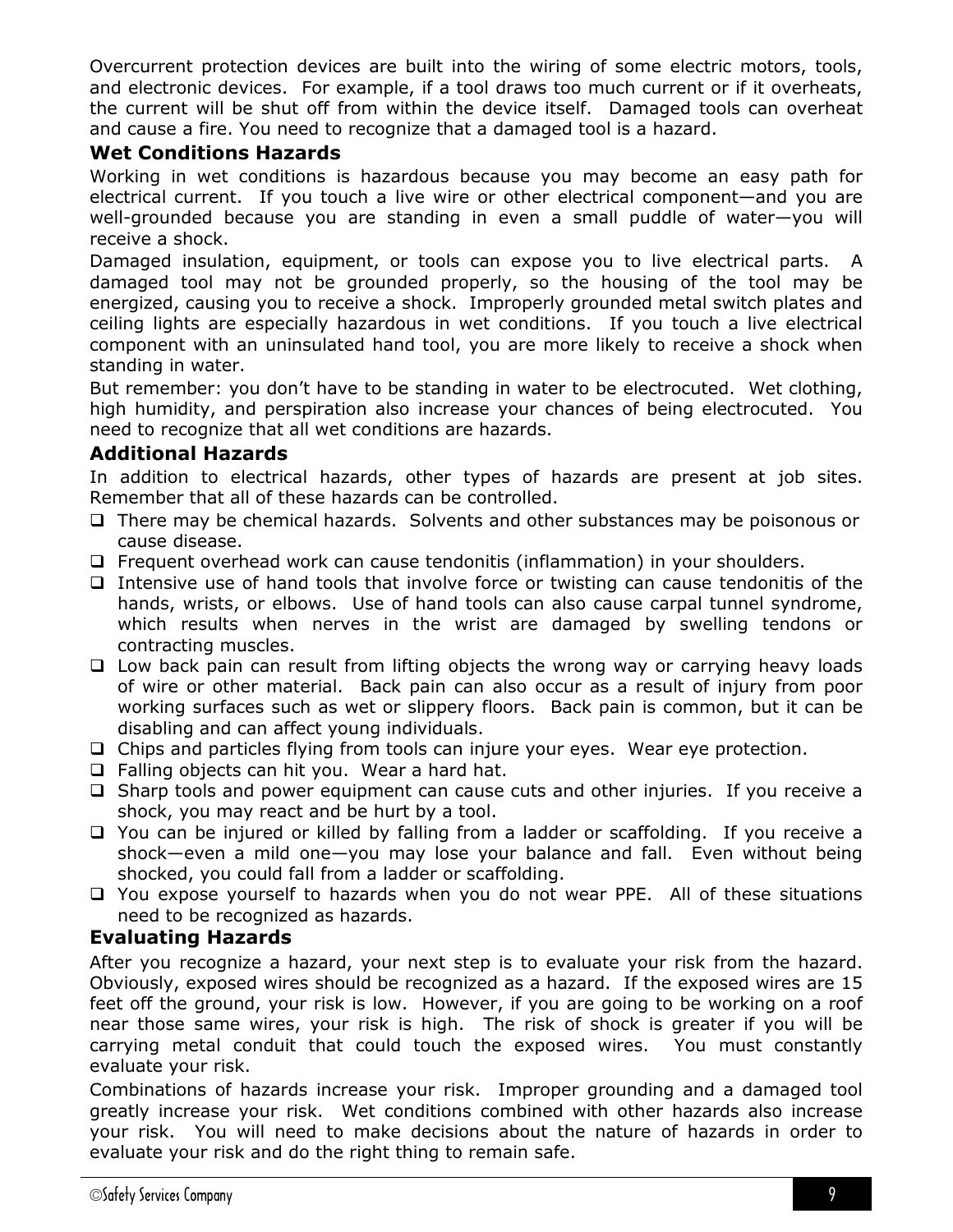Overcurrent protection devices are built into the wiring of some electric motors, tools, and electronic devices. For example, if a tool draws too much current or if it overheats, the current will be shut off from within the device itself. Damaged tools can overheat and cause a fire. You need to recognize that a damaged tool is a hazard.

### Wet Conditions Hazards

Working in wet conditions is hazardous because you may become an easy path for electrical current. If you touch a live wire or other electrical component—and you are well-grounded because you are standing in even a small puddle of water—you will receive a shock.

Damaged insulation, equipment, or tools can expose you to live electrical parts. A damaged tool may not be grounded properly, so the housing of the tool may be energized, causing you to receive a shock. Improperly grounded metal switch plates and ceiling lights are especially hazardous in wet conditions. If you touch a live electrical component with an uninsulated hand tool, you are more likely to receive a shock when standing in water.

But remember: you don't have to be standing in water to be electrocuted. Wet clothing, high humidity, and perspiration also increase your chances of being electrocuted. You need to recognize that all wet conditions are hazards.

### Additional Hazards

In addition to electrical hazards, other types of hazards are present at job sites. Remember that all of these hazards can be controlled.

- There may be chemical hazards. Solvents and other substances may be poisonous or cause disease.
- Frequent overhead work can cause tendonitis (inflammation) in your shoulders.
- Intensive use of hand tools that involve force or twisting can cause tendonitis of the hands, wrists, or elbows. Use of hand tools can also cause carpal tunnel syndrome, which results when nerves in the wrist are damaged by swelling tendons or contracting muscles.
- Low back pain can result from lifting objects the wrong way or carrying heavy loads of wire or other material. Back pain can also occur as a result of injury from poor working surfaces such as wet or slippery floors. Back pain is common, but it can be disabling and can affect young individuals.
- Chips and particles flying from tools can injure your eyes. Wear eye protection.
- Falling objects can hit you. Wear a hard hat.
- Sharp tools and power equipment can cause cuts and other injuries. If you receive a shock, you may react and be hurt by a tool.
- You can be injured or killed by falling from a ladder or scaffolding. If you receive a shock—even a mild one—you may lose your balance and fall. Even without being shocked, you could fall from a ladder or scaffolding.
- You expose yourself to hazards when you do not wear PPE. All of these situations need to be recognized as hazards.

### Evaluating Hazards

After you recognize a hazard, your next step is to evaluate your risk from the hazard. Obviously, exposed wires should be recognized as a hazard. If the exposed wires are 15 feet off the ground, your risk is low. However, if you are going to be working on a roof near those same wires, your risk is high. The risk of shock is greater if you will be carrying metal conduit that could touch the exposed wires. You must constantly evaluate your risk.

Combinations of hazards increase your risk. Improper grounding and a damaged tool greatly increase your risk. Wet conditions combined with other hazards also increase your risk. You will need to make decisions about the nature of hazards in order to evaluate your risk and do the right thing to remain safe.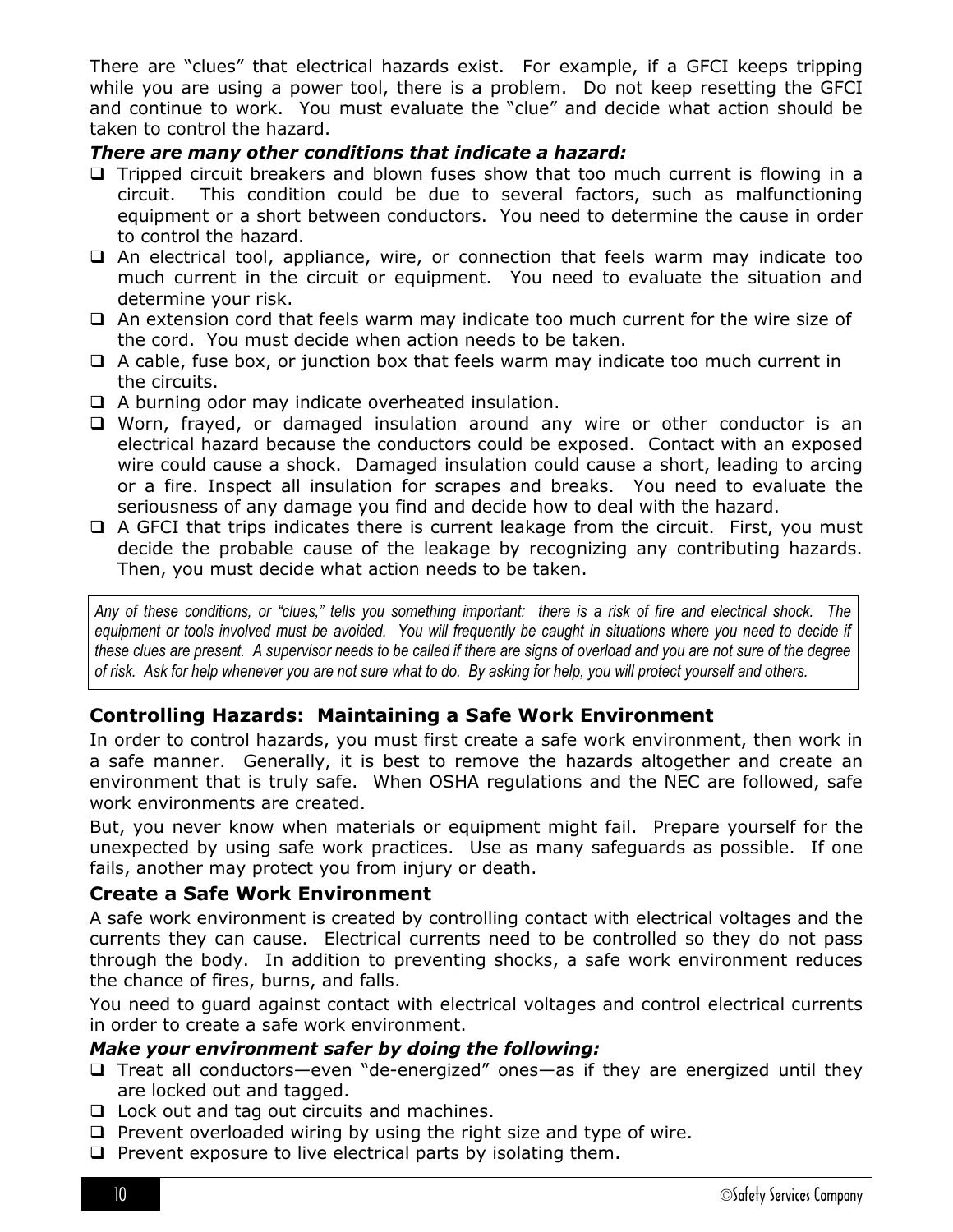There are "clues" that electrical hazards exist. For example, if a GFCI keeps tripping while you are using a power tool, there is a problem. Do not keep resetting the GFCI and continue to work. You must evaluate the "clue" and decide what action should be taken to control the hazard.

***There are many other conditions that indicate a hazard:***

- Tripped circuit breakers and blown fuses show that too much current is flowing in a circuit. This condition could be due to several factors, such as malfunctioning equipment or a short between conductors. You need to determine the cause in order to control the hazard.
- An electrical tool, appliance, wire, or connection that feels warm may indicate too much current in the circuit or equipment. You need to evaluate the situation and determine your risk.
- An extension cord that feels warm may indicate too much current for the wire size of the cord. You must decide when action needs to be taken.
- A cable, fuse box, or junction box that feels warm may indicate too much current in the circuits.
- A burning odor may indicate overheated insulation.
- Worn, frayed, or damaged insulation around any wire or other conductor is an electrical hazard because the conductors could be exposed. Contact with an exposed wire could cause a shock. Damaged insulation could cause a short, leading to arcing or a fire. Inspect all insulation for scrapes and breaks. You need to evaluate the seriousness of any damage you find and decide how to deal with the hazard.
- A GFCI that trips indicates there is current leakage from the circuit. First, you must decide the probable cause of the leakage by recognizing any contributing hazards. Then, you must decide what action needs to be taken.

*Any of these conditions, or "clues," tells you something important: there is a risk of fire and electrical shock. The equipment or tools involved must be avoided. You will frequently be caught in situations where you need to decide if these clues are present. A supervisor needs to be called if there are signs of overload and you are not sure of the degree of risk. Ask for help whenever you are not sure what to do. By asking for help, you will protect yourself and others.*

## Controlling Hazards: Maintaining a Safe Work Environment

In order to control hazards, you must first create a safe work environment, then work in a safe manner. Generally, it is best to remove the hazards altogether and create an environment that is truly safe. When OSHA regulations and the NEC are followed, safe work environments are created.

But, you never know when materials or equipment might fail. Prepare yourself for the unexpected by using safe work practices. Use as many safeguards as possible. If one fails, another may protect you from injury or death.

### Create a Safe Work Environment

A safe work environment is created by controlling contact with electrical voltages and the currents they can cause. Electrical currents need to be controlled so they do not pass through the body. In addition to preventing shocks, a safe work environment reduces the chance of fires, burns, and falls.

You need to guard against contact with electrical voltages and control electrical currents in order to create a safe work environment.

***Make your environment safer by doing the following:***

- Treat all conductors—even "de-energized" ones—as if they are energized until they are locked out and tagged.
- Lock out and tag out circuits and machines.
- Prevent overloaded wiring by using the right size and type of wire.
- Prevent exposure to live electrical parts by isolating them.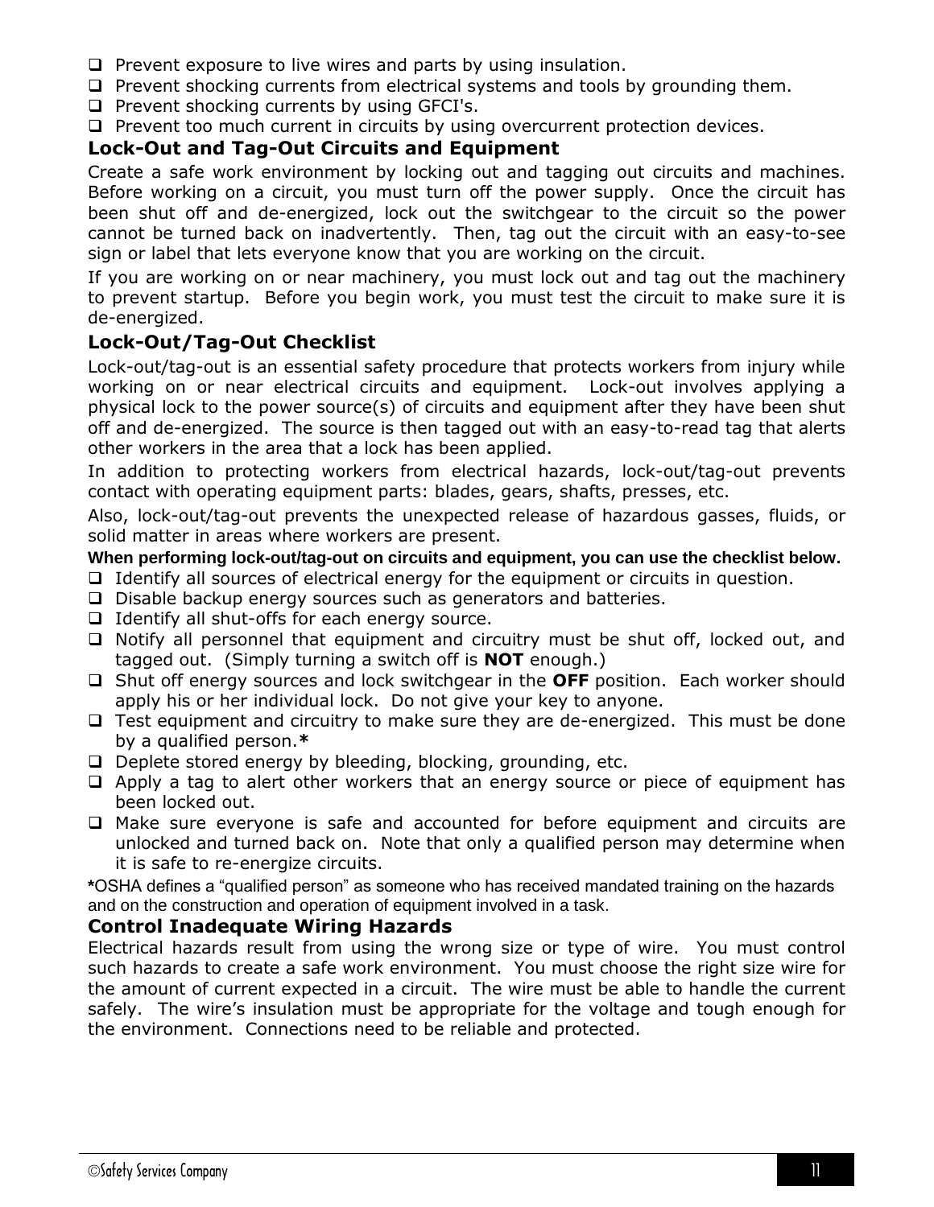- ❑ Prevent exposure to live wires and parts by using insulation.
- ❑ Prevent shocking currents from electrical systems and tools by grounding them.
- ❑ Prevent shocking currents by using GFCI's.
- ❑ Prevent too much current in circuits by using overcurrent protection devices.

## Lock-Out and Tag-Out Circuits and Equipment

Create a safe work environment by locking out and tagging out circuits and machines. Before working on a circuit, you must turn off the power supply. Once the circuit has been shut off and de-energized, lock out the switchgear to the circuit so the power cannot be turned back on inadvertently. Then, tag out the circuit with an easy-to-see sign or label that lets everyone know that you are working on the circuit.

If you are working on or near machinery, you must lock out and tag out the machinery to prevent startup. Before you begin work, you must test the circuit to make sure it is de-energized.

## Lock-Out/Tag-Out Checklist

Lock-out/tag-out is an essential safety procedure that protects workers from injury while working on or near electrical circuits and equipment. Lock-out involves applying a physical lock to the power source(s) of circuits and equipment after they have been shut off and de-energized. The source is then tagged out with an easy-to-read tag that alerts other workers in the area that a lock has been applied.

In addition to protecting workers from electrical hazards, lock-out/tag-out prevents contact with operating equipment parts: blades, gears, shafts, presses, etc.

Also, lock-out/tag-out prevents the unexpected release of hazardous gasses, fluids, or solid matter in areas where workers are present.

**When performing lock-out/tag-out on circuits and equipment, you can use the checklist below.**

- ❑ Identify all sources of electrical energy for the equipment or circuits in question.
- ❑ Disable backup energy sources such as generators and batteries.
- ❑ Identify all shut-offs for each energy source.
- ❑ Notify all personnel that equipment and circuitry must be shut off, locked out, and tagged out. (Simply turning a switch off is **NOT** enough.)
- ❑ Shut off energy sources and lock switchgear in the **OFF** position. Each worker should apply his or her individual lock. Do not give your key to anyone.
- ❑ Test equipment and circuitry to make sure they are de-energized. This must be done by a qualified person.*
- ❑ Deplete stored energy by bleeding, blocking, grounding, etc.
- ❑ Apply a tag to alert other workers that an energy source or piece of equipment has been locked out.
- ❑ Make sure everyone is safe and accounted for before equipment and circuits are unlocked and turned back on. Note that only a qualified person may determine when it is safe to re-energize circuits.

***OSHA defines a "qualified person" as someone who has received mandated training on the hazards and on the construction and operation of equipment involved in a task.

## Control Inadequate Wiring Hazards

Electrical hazards result from using the wrong size or type of wire. You must control such hazards to create a safe work environment. You must choose the right size wire for the amount of current expected in a circuit. The wire must be able to handle the current safely. The wire's insulation must be appropriate for the voltage and tough enough for the environment. Connections need to be reliable and protected.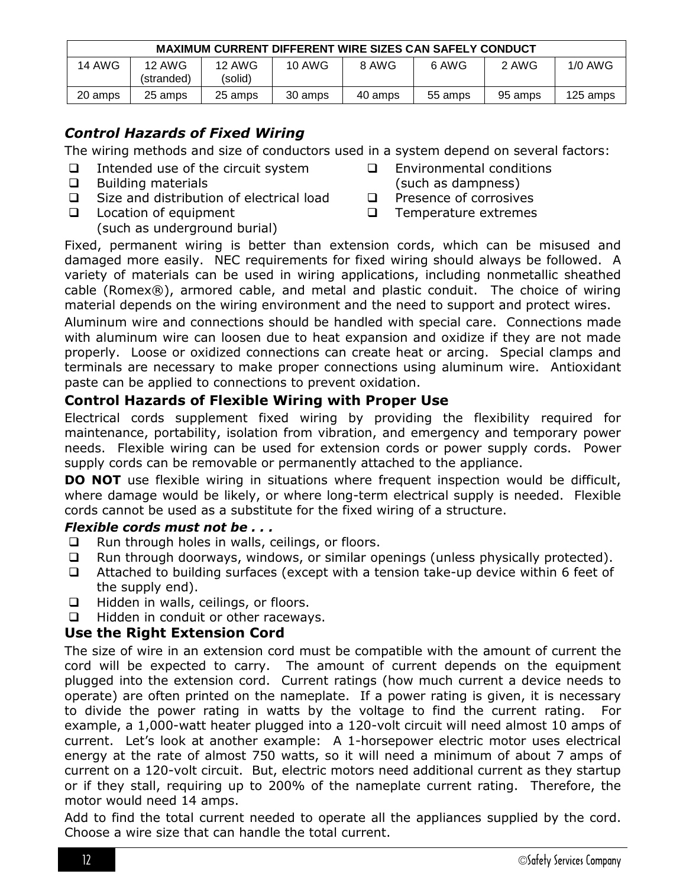| MAXIMUM CURRENT DIFFERENT WIRE SIZES CAN SAFELY CONDUCT | | | | | | | |
|---|---|---|---|---|---|---|---|
| 14 AWG | 12 AWG (stranded) | 12 AWG (solid) | 10 AWG | 8 AWG | 6 AWG | 2 AWG | 1/0 AWG |
| 20 amps | 25 amps | 25 amps | 30 amps | 40 amps | 55 amps | 95 amps | 125 amps |

### *Control Hazards of Fixed Wiring*

The wiring methods and size of conductors used in a system depend on several factors:

- Intended use of the circuit system
- Building materials
- Size and distribution of electrical load
- Location of equipment (such as underground burial)
- Environmental conditions (such as dampness)
- Presence of corrosives
- Temperature extremes

Fixed, permanent wiring is better than extension cords, which can be misused and damaged more easily. NEC requirements for fixed wiring should always be followed. A variety of materials can be used in wiring applications, including nonmetallic sheathed cable (Romex®), armored cable, and metal and plastic conduit. The choice of wiring material depends on the wiring environment and the need to support and protect wires.

Aluminum wire and connections should be handled with special care. Connections made with aluminum wire can loosen due to heat expansion and oxidize if they are not made properly. Loose or oxidized connections can create heat or arcing. Special clamps and terminals are necessary to make proper connections using aluminum wire. Antioxidant paste can be applied to connections to prevent oxidation.

### Control Hazards of Flexible Wiring with Proper Use

Electrical cords supplement fixed wiring by providing the flexibility required for maintenance, portability, isolation from vibration, and emergency and temporary power needs. Flexible wiring can be used for extension cords or power supply cords. Power supply cords can be removable or permanently attached to the appliance.

**DO NOT** use flexible wiring in situations where frequent inspection would be difficult, where damage would be likely, or where long-term electrical supply is needed. Flexible cords cannot be used as a substitute for the fixed wiring of a structure.

***Flexible cords must not be . . .***

- Run through holes in walls, ceilings, or floors.
- Run through doorways, windows, or similar openings (unless physically protected).
- Attached to building surfaces (except with a tension take-up device within 6 feet of the supply end).
- Hidden in walls, ceilings, or floors.
- Hidden in conduit or other raceways.

### Use the Right Extension Cord

The size of wire in an extension cord must be compatible with the amount of current the cord will be expected to carry. The amount of current depends on the equipment plugged into the extension cord. Current ratings (how much current a device needs to operate) are often printed on the nameplate. If a power rating is given, it is necessary to divide the power rating in watts by the voltage to find the current rating. For example, a 1,000-watt heater plugged into a 120-volt circuit will need almost 10 amps of current. Let's look at another example: A 1-horsepower electric motor uses electrical energy at the rate of almost 750 watts, so it will need a minimum of about 7 amps of current on a 120-volt circuit. But, electric motors need additional current as they startup or if they stall, requiring up to 200% of the nameplate current rating. Therefore, the motor would need 14 amps.

Add to find the total current needed to operate all the appliances supplied by the cord. Choose a wire size that can handle the total current.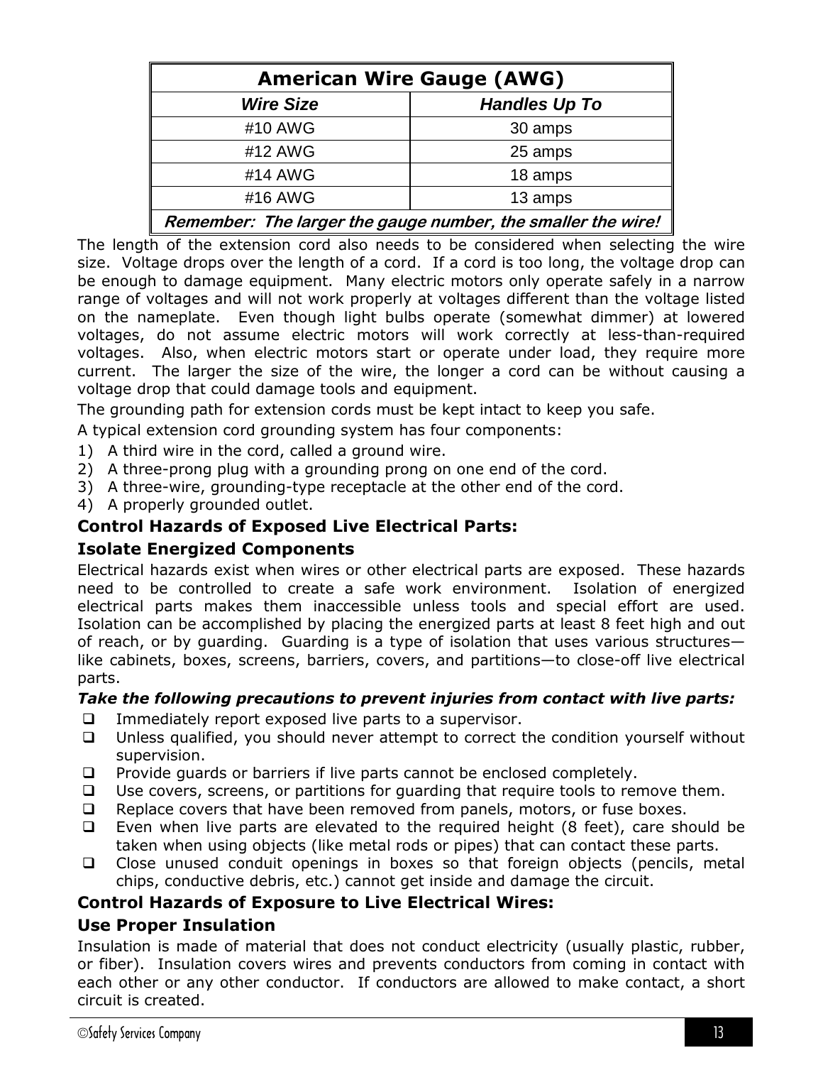| American Wire Gauge (AWG) | |
|---|---|
| ***Wire Size*** | ***Handles Up To*** |
| #10 AWG | 30 amps |
| #12 AWG | 25 amps |
| #14 AWG | 18 amps |
| #16 AWG | 13 amps |
| ***Remember: The larger the gauge number, the smaller the wire!*** | |

The length of the extension cord also needs to be considered when selecting the wire size. Voltage drops over the length of a cord. If a cord is too long, the voltage drop can be enough to damage equipment. Many electric motors only operate safely in a narrow range of voltages and will not work properly at voltages different than the voltage listed on the nameplate. Even though light bulbs operate (somewhat dimmer) at lowered voltages, do not assume electric motors will work correctly at less-than-required voltages. Also, when electric motors start or operate under load, they require more current. The larger the size of the wire, the longer a cord can be without causing a voltage drop that could damage tools and equipment.

The grounding path for extension cords must be kept intact to keep you safe.

A typical extension cord grounding system has four components:

1) A third wire in the cord, called a ground wire.
2) A three-prong plug with a grounding prong on one end of the cord.
3) A three-wire, grounding-type receptacle at the other end of the cord.
4) A properly grounded outlet.

## Control Hazards of Exposed Live Electrical Parts:

### Isolate Energized Components

Electrical hazards exist when wires or other electrical parts are exposed. These hazards need to be controlled to create a safe work environment. Isolation of energized electrical parts makes them inaccessible unless tools and special effort are used. Isolation can be accomplished by placing the energized parts at least 8 feet high and out of reach, or by guarding. Guarding is a type of isolation that uses various structures—like cabinets, boxes, screens, barriers, covers, and partitions—to close-off live electrical parts.

***Take the following precautions to prevent injuries from contact with live parts:***

- Immediately report exposed live parts to a supervisor.
- Unless qualified, you should never attempt to correct the condition yourself without supervision.
- Provide guards or barriers if live parts cannot be enclosed completely.
- Use covers, screens, or partitions for guarding that require tools to remove them.
- Replace covers that have been removed from panels, motors, or fuse boxes.
- Even when live parts are elevated to the required height (8 feet), care should be taken when using objects (like metal rods or pipes) that can contact these parts.
- Close unused conduit openings in boxes so that foreign objects (pencils, metal chips, conductive debris, etc.) cannot get inside and damage the circuit.

## Control Hazards of Exposure to Live Electrical Wires:

### Use Proper Insulation

Insulation is made of material that does not conduct electricity (usually plastic, rubber, or fiber). Insulation covers wires and prevents conductors from coming in contact with each other or any other conductor. If conductors are allowed to make contact, a short circuit is created.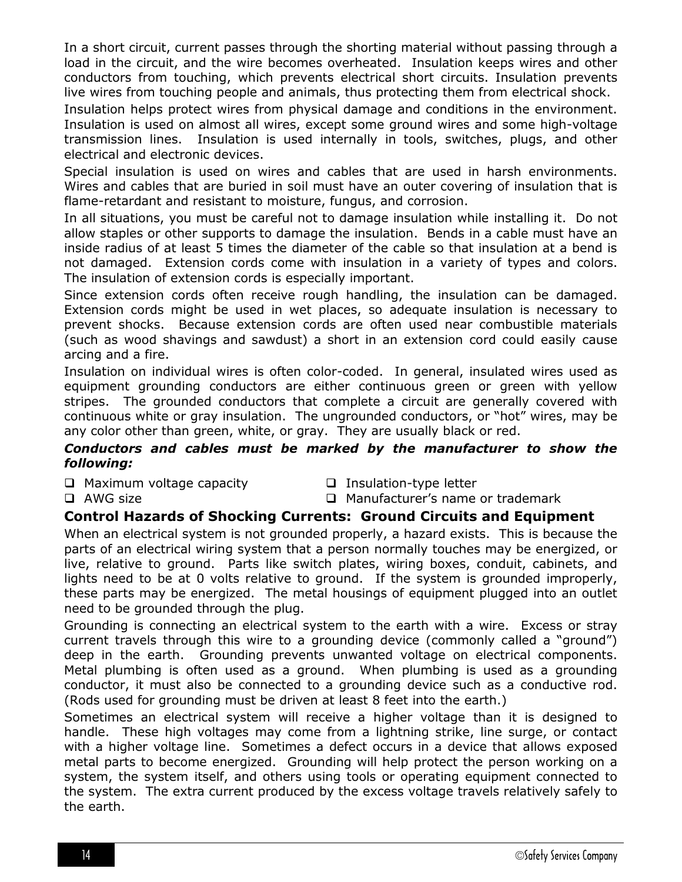In a short circuit, current passes through the shorting material without passing through a load in the circuit, and the wire becomes overheated. Insulation keeps wires and other conductors from touching, which prevents electrical short circuits. Insulation prevents live wires from touching people and animals, thus protecting them from electrical shock.

Insulation helps protect wires from physical damage and conditions in the environment. Insulation is used on almost all wires, except some ground wires and some high-voltage transmission lines. Insulation is used internally in tools, switches, plugs, and other electrical and electronic devices.

Special insulation is used on wires and cables that are used in harsh environments. Wires and cables that are buried in soil must have an outer covering of insulation that is flame-retardant and resistant to moisture, fungus, and corrosion.

In all situations, you must be careful not to damage insulation while installing it. Do not allow staples or other supports to damage the insulation. Bends in a cable must have an inside radius of at least 5 times the diameter of the cable so that insulation at a bend is not damaged. Extension cords come with insulation in a variety of types and colors. The insulation of extension cords is especially important.

Since extension cords often receive rough handling, the insulation can be damaged. Extension cords might be used in wet places, so adequate insulation is necessary to prevent shocks. Because extension cords are often used near combustible materials (such as wood shavings and sawdust) a short in an extension cord could easily cause arcing and a fire.

Insulation on individual wires is often color-coded. In general, insulated wires used as equipment grounding conductors are either continuous green or green with yellow stripes. The grounded conductors that complete a circuit are generally covered with continuous white or gray insulation. The ungrounded conductors, or "hot" wires, may be any color other than green, white, or gray. They are usually black or red.

***Conductors and cables must be marked by the manufacturer to show the following:***

- Maximum voltage capacity
- AWG size
- Insulation-type letter
- Manufacturer's name or trademark

## Control Hazards of Shocking Currents: Ground Circuits and Equipment

When an electrical system is not grounded properly, a hazard exists. This is because the parts of an electrical wiring system that a person normally touches may be energized, or live, relative to ground. Parts like switch plates, wiring boxes, conduit, cabinets, and lights need to be at 0 volts relative to ground. If the system is grounded improperly, these parts may be energized. The metal housings of equipment plugged into an outlet need to be grounded through the plug.

Grounding is connecting an electrical system to the earth with a wire. Excess or stray current travels through this wire to a grounding device (commonly called a "ground") deep in the earth. Grounding prevents unwanted voltage on electrical components. Metal plumbing is often used as a ground. When plumbing is used as a grounding conductor, it must also be connected to a grounding device such as a conductive rod. (Rods used for grounding must be driven at least 8 feet into the earth.)

Sometimes an electrical system will receive a higher voltage than it is designed to handle. These high voltages may come from a lightning strike, line surge, or contact with a higher voltage line. Sometimes a defect occurs in a device that allows exposed metal parts to become energized. Grounding will help protect the person working on a system, the system itself, and others using tools or operating equipment connected to the system. The extra current produced by the excess voltage travels relatively safely to the earth.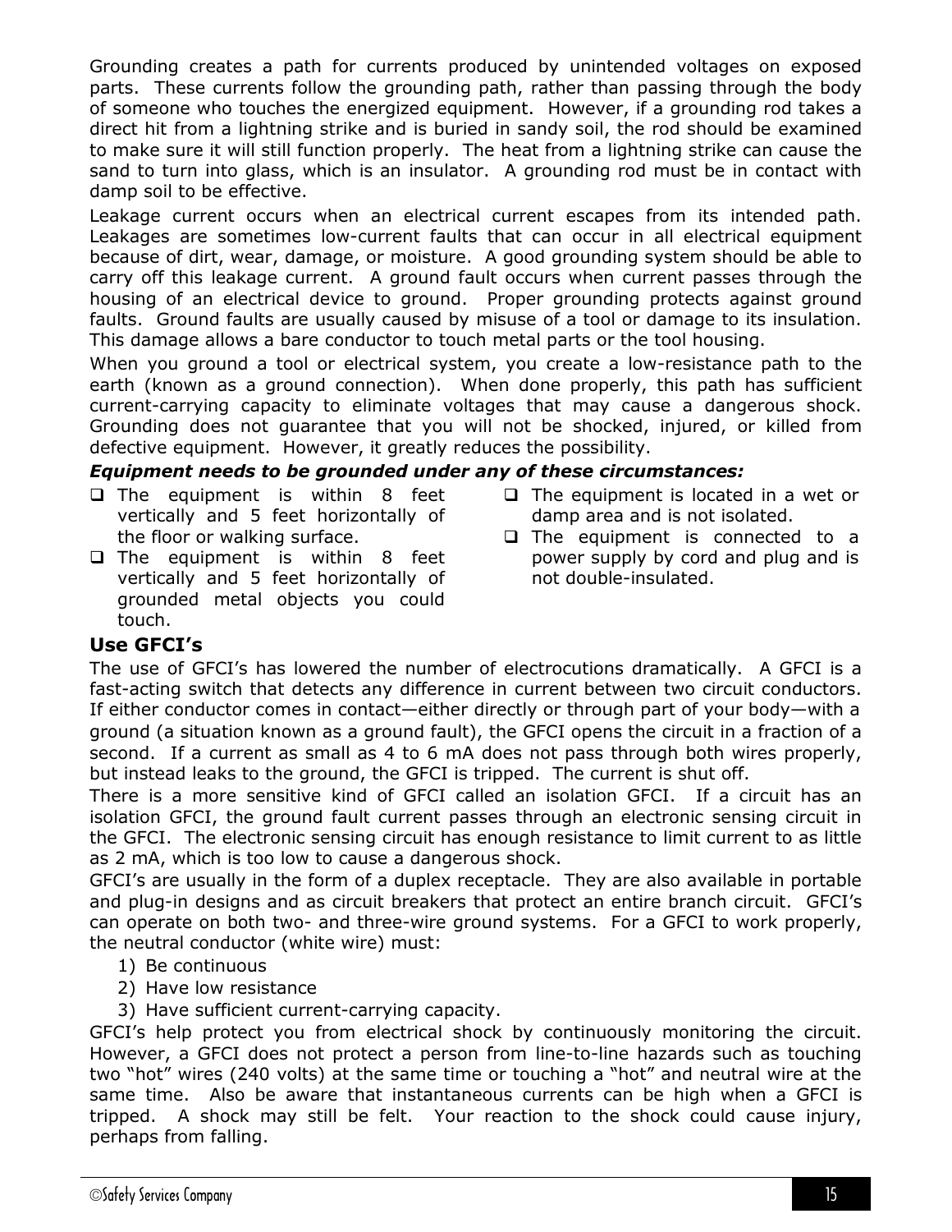Grounding creates a path for currents produced by unintended voltages on exposed parts. These currents follow the grounding path, rather than passing through the body of someone who touches the energized equipment. However, if a grounding rod takes a direct hit from a lightning strike and is buried in sandy soil, the rod should be examined to make sure it will still function properly. The heat from a lightning strike can cause the sand to turn into glass, which is an insulator. A grounding rod must be in contact with damp soil to be effective.

Leakage current occurs when an electrical current escapes from its intended path. Leakages are sometimes low-current faults that can occur in all electrical equipment because of dirt, wear, damage, or moisture. A good grounding system should be able to carry off this leakage current. A ground fault occurs when current passes through the housing of an electrical device to ground. Proper grounding protects against ground faults. Ground faults are usually caused by misuse of a tool or damage to its insulation. This damage allows a bare conductor to touch metal parts or the tool housing.

When you ground a tool or electrical system, you create a low-resistance path to the earth (known as a ground connection). When done properly, this path has sufficient current-carrying capacity to eliminate voltages that may cause a dangerous shock. Grounding does not guarantee that you will not be shocked, injured, or killed from defective equipment. However, it greatly reduces the possibility.

***Equipment needs to be grounded under any of these circumstances:***

- ❑ The equipment is within 8 feet vertically and 5 feet horizontally of the floor or walking surface.
- ❑ The equipment is within 8 feet vertically and 5 feet horizontally of grounded metal objects you could touch.
- ❑ The equipment is located in a wet or damp area and is not isolated.
- ❑ The equipment is connected to a power supply by cord and plug and is not double-insulated.

## Use GFCI's

The use of GFCI's has lowered the number of electrocutions dramatically. A GFCI is a fast-acting switch that detects any difference in current between two circuit conductors. If either conductor comes in contact—either directly or through part of your body—with a ground (a situation known as a ground fault), the GFCI opens the circuit in a fraction of a second. If a current as small as 4 to 6 mA does not pass through both wires properly, but instead leaks to the ground, the GFCI is tripped. The current is shut off.

There is a more sensitive kind of GFCI called an isolation GFCI. If a circuit has an isolation GFCI, the ground fault current passes through an electronic sensing circuit in the GFCI. The electronic sensing circuit has enough resistance to limit current to as little as 2 mA, which is too low to cause a dangerous shock.

GFCI's are usually in the form of a duplex receptacle. They are also available in portable and plug-in designs and as circuit breakers that protect an entire branch circuit. GFCI's can operate on both two- and three-wire ground systems. For a GFCI to work properly, the neutral conductor (white wire) must:

1) Be continuous
2) Have low resistance
3) Have sufficient current-carrying capacity.

GFCI's help protect you from electrical shock by continuously monitoring the circuit. However, a GFCI does not protect a person from line-to-line hazards such as touching two "hot" wires (240 volts) at the same time or touching a "hot" and neutral wire at the same time. Also be aware that instantaneous currents can be high when a GFCI is tripped. A shock may still be felt. Your reaction to the shock could cause injury, perhaps from falling.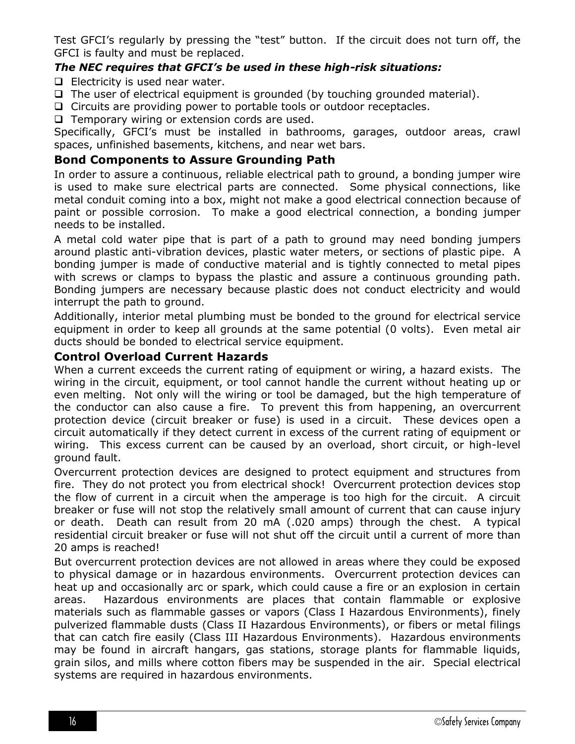Test GFCI's regularly by pressing the "test" button. If the circuit does not turn off, the GFCI is faulty and must be replaced.

***The NEC requires that GFCI's be used in these high-risk situations:***

- Electricity is used near water.
- The user of electrical equipment is grounded (by touching grounded material).
- Circuits are providing power to portable tools or outdoor receptacles.
- Temporary wiring or extension cords are used.

Specifically, GFCI's must be installed in bathrooms, garages, outdoor areas, crawl spaces, unfinished basements, kitchens, and near wet bars.

### Bond Components to Assure Grounding Path

In order to assure a continuous, reliable electrical path to ground, a bonding jumper wire is used to make sure electrical parts are connected. Some physical connections, like metal conduit coming into a box, might not make a good electrical connection because of paint or possible corrosion. To make a good electrical connection, a bonding jumper needs to be installed.

A metal cold water pipe that is part of a path to ground may need bonding jumpers around plastic anti-vibration devices, plastic water meters, or sections of plastic pipe. A bonding jumper is made of conductive material and is tightly connected to metal pipes with screws or clamps to bypass the plastic and assure a continuous grounding path. Bonding jumpers are necessary because plastic does not conduct electricity and would interrupt the path to ground.

Additionally, interior metal plumbing must be bonded to the ground for electrical service equipment in order to keep all grounds at the same potential (0 volts). Even metal air ducts should be bonded to electrical service equipment.

### Control Overload Current Hazards

When a current exceeds the current rating of equipment or wiring, a hazard exists. The wiring in the circuit, equipment, or tool cannot handle the current without heating up or even melting. Not only will the wiring or tool be damaged, but the high temperature of the conductor can also cause a fire. To prevent this from happening, an overcurrent protection device (circuit breaker or fuse) is used in a circuit. These devices open a circuit automatically if they detect current in excess of the current rating of equipment or wiring. This excess current can be caused by an overload, short circuit, or high-level ground fault.

Overcurrent protection devices are designed to protect equipment and structures from fire. They do not protect you from electrical shock! Overcurrent protection devices stop the flow of current in a circuit when the amperage is too high for the circuit. A circuit breaker or fuse will not stop the relatively small amount of current that can cause injury or death. Death can result from 20 mA (.020 amps) through the chest. A typical residential circuit breaker or fuse will not shut off the circuit until a current of more than 20 amps is reached!

But overcurrent protection devices are not allowed in areas where they could be exposed to physical damage or in hazardous environments. Overcurrent protection devices can heat up and occasionally arc or spark, which could cause a fire or an explosion in certain areas. Hazardous environments are places that contain flammable or explosive materials such as flammable gasses or vapors (Class I Hazardous Environments), finely pulverized flammable dusts (Class II Hazardous Environments), or fibers or metal filings that can catch fire easily (Class III Hazardous Environments). Hazardous environments may be found in aircraft hangars, gas stations, storage plants for flammable liquids, grain silos, and mills where cotton fibers may be suspended in the air. Special electrical systems are required in hazardous environments.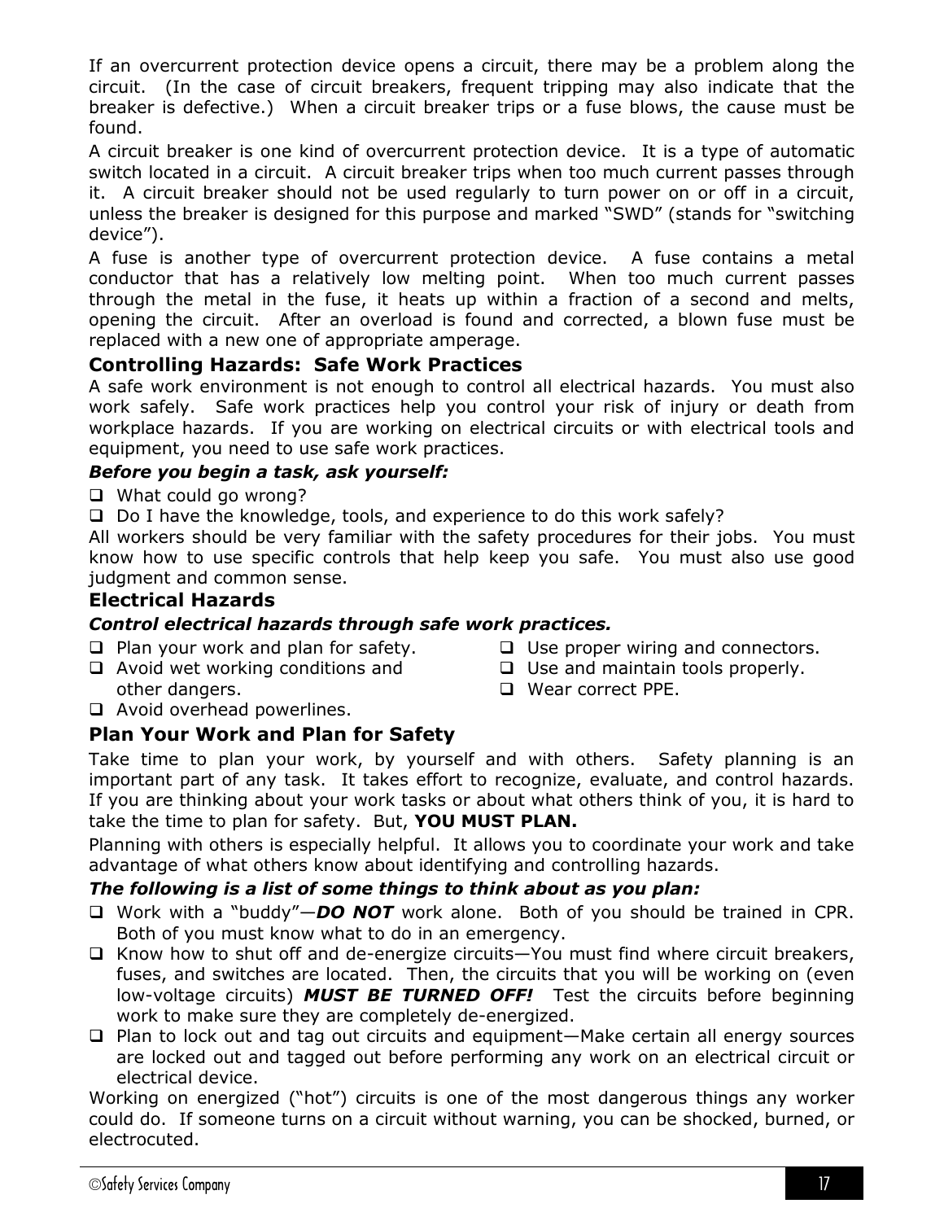If an overcurrent protection device opens a circuit, there may be a problem along the circuit. (In the case of circuit breakers, frequent tripping may also indicate that the breaker is defective.) When a circuit breaker trips or a fuse blows, the cause must be found.

A circuit breaker is one kind of overcurrent protection device. It is a type of automatic switch located in a circuit. A circuit breaker trips when too much current passes through it. A circuit breaker should not be used regularly to turn power on or off in a circuit, unless the breaker is designed for this purpose and marked "SWD" (stands for "switching device").

A fuse is another type of overcurrent protection device. A fuse contains a metal conductor that has a relatively low melting point. When too much current passes through the metal in the fuse, it heats up within a fraction of a second and melts, opening the circuit. After an overload is found and corrected, a blown fuse must be replaced with a new one of appropriate amperage.

## Controlling Hazards: Safe Work Practices

A safe work environment is not enough to control all electrical hazards. You must also work safely. Safe work practices help you control your risk of injury or death from workplace hazards. If you are working on electrical circuits or with electrical tools and equipment, you need to use safe work practices.

***Before you begin a task, ask yourself:***

- What could go wrong?
- Do I have the knowledge, tools, and experience to do this work safely?

All workers should be very familiar with the safety procedures for their jobs. You must know how to use specific controls that help keep you safe. You must also use good judgment and common sense.

## Electrical Hazards

***Control electrical hazards through safe work practices.***

- Plan your work and plan for safety.
- Avoid wet working conditions and other dangers.
- Avoid overhead powerlines.
- Use proper wiring and connectors.
- Use and maintain tools properly.
- Wear correct PPE.

## Plan Your Work and Plan for Safety

Take time to plan your work, by yourself and with others. Safety planning is an important part of any task. It takes effort to recognize, evaluate, and control hazards. If you are thinking about your work tasks or about what others think of you, it is hard to take the time to plan for safety. But, **YOU MUST PLAN.**

Planning with others is especially helpful. It allows you to coordinate your work and take advantage of what others know about identifying and controlling hazards.

***The following is a list of some things to think about as you plan:***

- Work with a "buddy"—***DO NOT*** work alone. Both of you should be trained in CPR. Both of you must know what to do in an emergency.
- Know how to shut off and de-energize circuits—You must find where circuit breakers, fuses, and switches are located. Then, the circuits that you will be working on (even low-voltage circuits) ***MUST BE TURNED OFF!*** Test the circuits before beginning work to make sure they are completely de-energized.
- Plan to lock out and tag out circuits and equipment—Make certain all energy sources are locked out and tagged out before performing any work on an electrical circuit or electrical device.

Working on energized ("hot") circuits is one of the most dangerous things any worker could do. If someone turns on a circuit without warning, you can be shocked, burned, or electrocuted.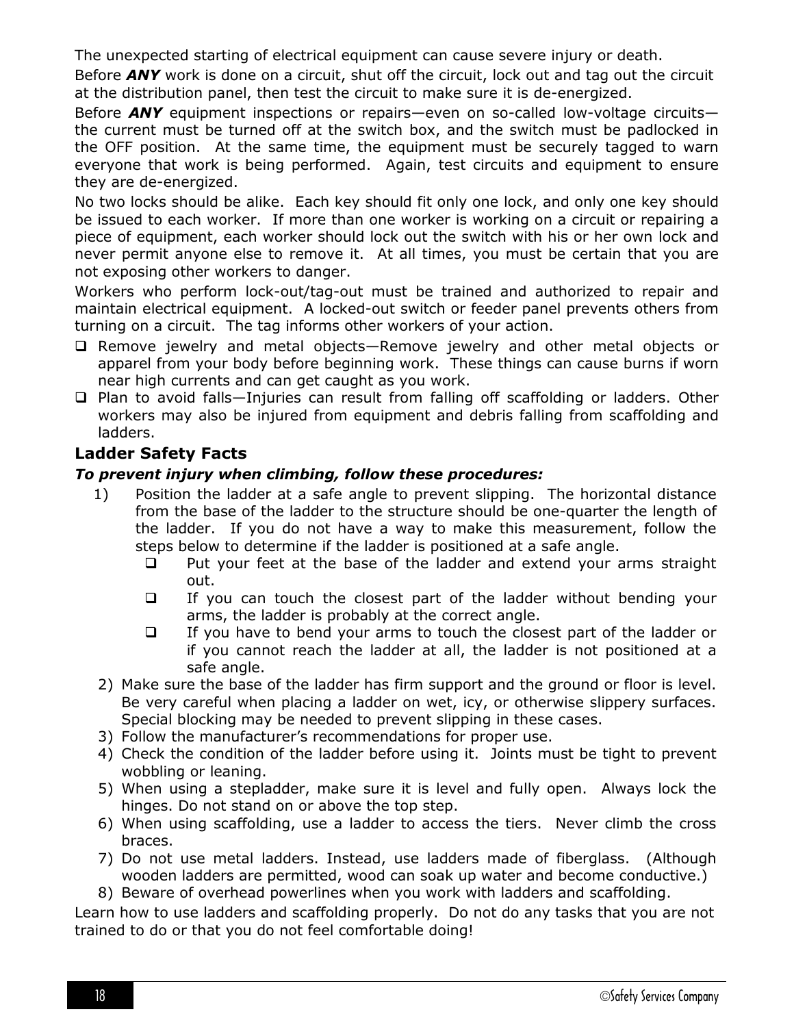The unexpected starting of electrical equipment can cause severe injury or death.

Before ***ANY*** work is done on a circuit, shut off the circuit, lock out and tag out the circuit at the distribution panel, then test the circuit to make sure it is de-energized.

Before ***ANY*** equipment inspections or repairs—even on so-called low-voltage circuits—the current must be turned off at the switch box, and the switch must be padlocked in the OFF position. At the same time, the equipment must be securely tagged to warn everyone that work is being performed. Again, test circuits and equipment to ensure they are de-energized.

No two locks should be alike. Each key should fit only one lock, and only one key should be issued to each worker. If more than one worker is working on a circuit or repairing a piece of equipment, each worker should lock out the switch with his or her own lock and never permit anyone else to remove it. At all times, you must be certain that you are not exposing other workers to danger.

Workers who perform lock-out/tag-out must be trained and authorized to repair and maintain electrical equipment. A locked-out switch or feeder panel prevents others from turning on a circuit. The tag informs other workers of your action.

- Remove jewelry and metal objects—Remove jewelry and other metal objects or apparel from your body before beginning work. These things can cause burns if worn near high currents and can get caught as you work.
- Plan to avoid falls—Injuries can result from falling off scaffolding or ladders. Other workers may also be injured from equipment and debris falling from scaffolding and ladders.

### Ladder Safety Facts

***To prevent injury when climbing, follow these procedures:***

1) Position the ladder at a safe angle to prevent slipping. The horizontal distance from the base of the ladder to the structure should be one-quarter the length of the ladder. If you do not have a way to make this measurement, follow the steps below to determine if the ladder is positioned at a safe angle.
   - Put your feet at the base of the ladder and extend your arms straight out.
   - If you can touch the closest part of the ladder without bending your arms, the ladder is probably at the correct angle.
   - If you have to bend your arms to touch the closest part of the ladder or if you cannot reach the ladder at all, the ladder is not positioned at a safe angle.
2) Make sure the base of the ladder has firm support and the ground or floor is level. Be very careful when placing a ladder on wet, icy, or otherwise slippery surfaces. Special blocking may be needed to prevent slipping in these cases.
3) Follow the manufacturer's recommendations for proper use.
4) Check the condition of the ladder before using it. Joints must be tight to prevent wobbling or leaning.
5) When using a stepladder, make sure it is level and fully open. Always lock the hinges. Do not stand on or above the top step.
6) When using scaffolding, use a ladder to access the tiers. Never climb the cross braces.
7) Do not use metal ladders. Instead, use ladders made of fiberglass. (Although wooden ladders are permitted, wood can soak up water and become conductive.)
8) Beware of overhead powerlines when you work with ladders and scaffolding.

Learn how to use ladders and scaffolding properly. Do not do any tasks that you are not trained to do or that you do not feel comfortable doing!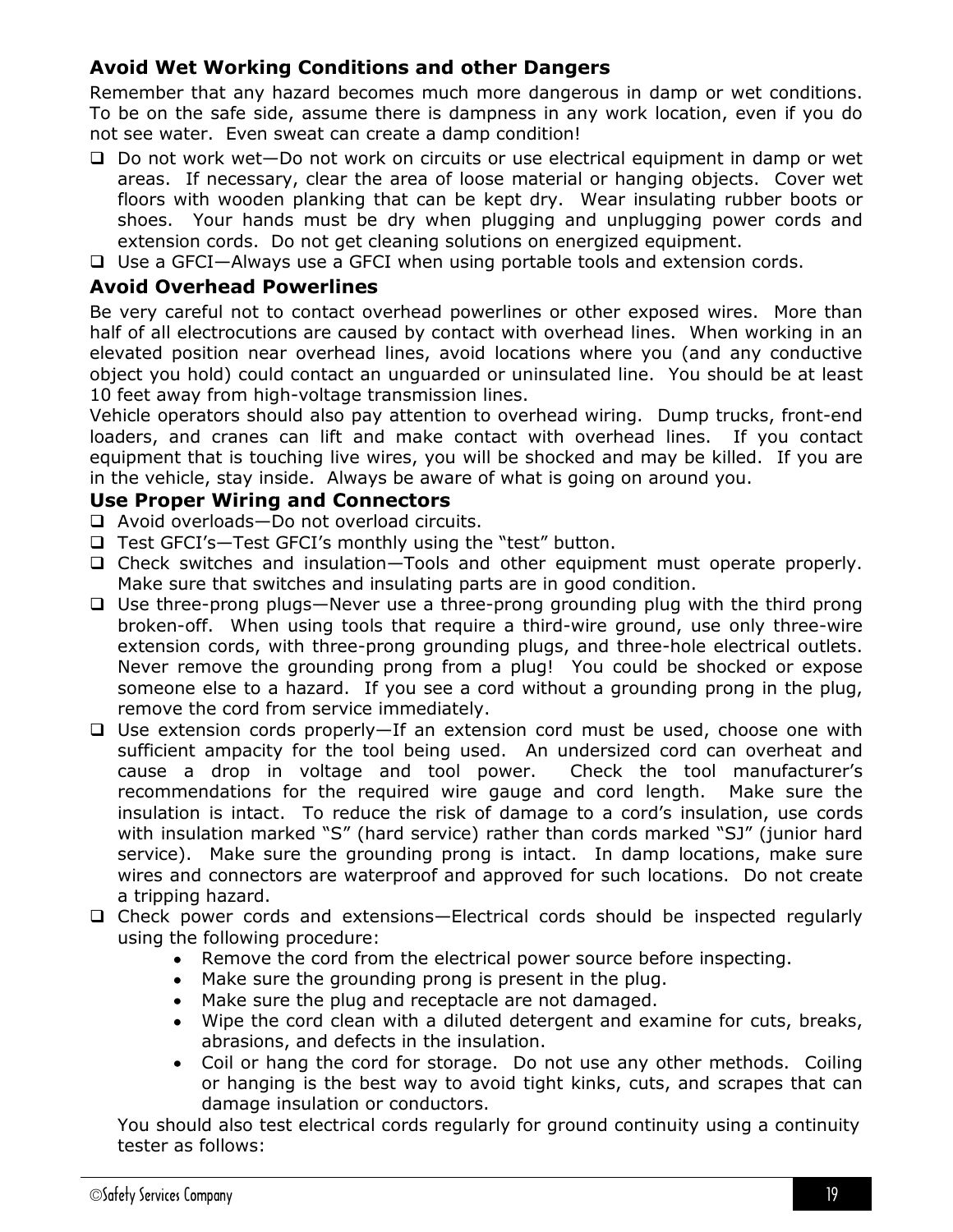### Avoid Wet Working Conditions and other Dangers

Remember that any hazard becomes much more dangerous in damp or wet conditions. To be on the safe side, assume there is dampness in any work location, even if you do not see water. Even sweat can create a damp condition!

- ❑ Do not work wet—Do not work on circuits or use electrical equipment in damp or wet areas. If necessary, clear the area of loose material or hanging objects. Cover wet floors with wooden planking that can be kept dry. Wear insulating rubber boots or shoes. Your hands must be dry when plugging and unplugging power cords and extension cords. Do not get cleaning solutions on energized equipment.
- ❑ Use a GFCI—Always use a GFCI when using portable tools and extension cords.

### Avoid Overhead Powerlines

Be very careful not to contact overhead powerlines or other exposed wires. More than half of all electrocutions are caused by contact with overhead lines. When working in an elevated position near overhead lines, avoid locations where you (and any conductive object you hold) could contact an unguarded or uninsulated line. You should be at least 10 feet away from high-voltage transmission lines.

Vehicle operators should also pay attention to overhead wiring. Dump trucks, front-end loaders, and cranes can lift and make contact with overhead lines. If you contact equipment that is touching live wires, you will be shocked and may be killed. If you are in the vehicle, stay inside. Always be aware of what is going on around you.

### Use Proper Wiring and Connectors

- ❑ Avoid overloads—Do not overload circuits.
- ❑ Test GFCI's—Test GFCI's monthly using the "test" button.
- ❑ Check switches and insulation—Tools and other equipment must operate properly. Make sure that switches and insulating parts are in good condition.
- ❑ Use three-prong plugs—Never use a three-prong grounding plug with the third prong broken-off. When using tools that require a third-wire ground, use only three-wire extension cords, with three-prong grounding plugs, and three-hole electrical outlets. Never remove the grounding prong from a plug! You could be shocked or expose someone else to a hazard. If you see a cord without a grounding prong in the plug, remove the cord from service immediately.
- ❑ Use extension cords properly—If an extension cord must be used, choose one with sufficient ampacity for the tool being used. An undersized cord can overheat and cause a drop in voltage and tool power. Check the tool manufacturer's recommendations for the required wire gauge and cord length. Make sure the insulation is intact. To reduce the risk of damage to a cord's insulation, use cords with insulation marked "S" (hard service) rather than cords marked "SJ" (junior hard service). Make sure the grounding prong is intact. In damp locations, make sure wires and connectors are waterproof and approved for such locations. Do not create a tripping hazard.
- ❑ Check power cords and extensions—Electrical cords should be inspected regularly using the following procedure:
  - Remove the cord from the electrical power source before inspecting.
  - Make sure the grounding prong is present in the plug.
  - Make sure the plug and receptacle are not damaged.
  - Wipe the cord clean with a diluted detergent and examine for cuts, breaks, abrasions, and defects in the insulation.
  - Coil or hang the cord for storage. Do not use any other methods. Coiling or hanging is the best way to avoid tight kinks, cuts, and scrapes that can damage insulation or conductors.

  You should also test electrical cords regularly for ground continuity using a continuity tester as follows: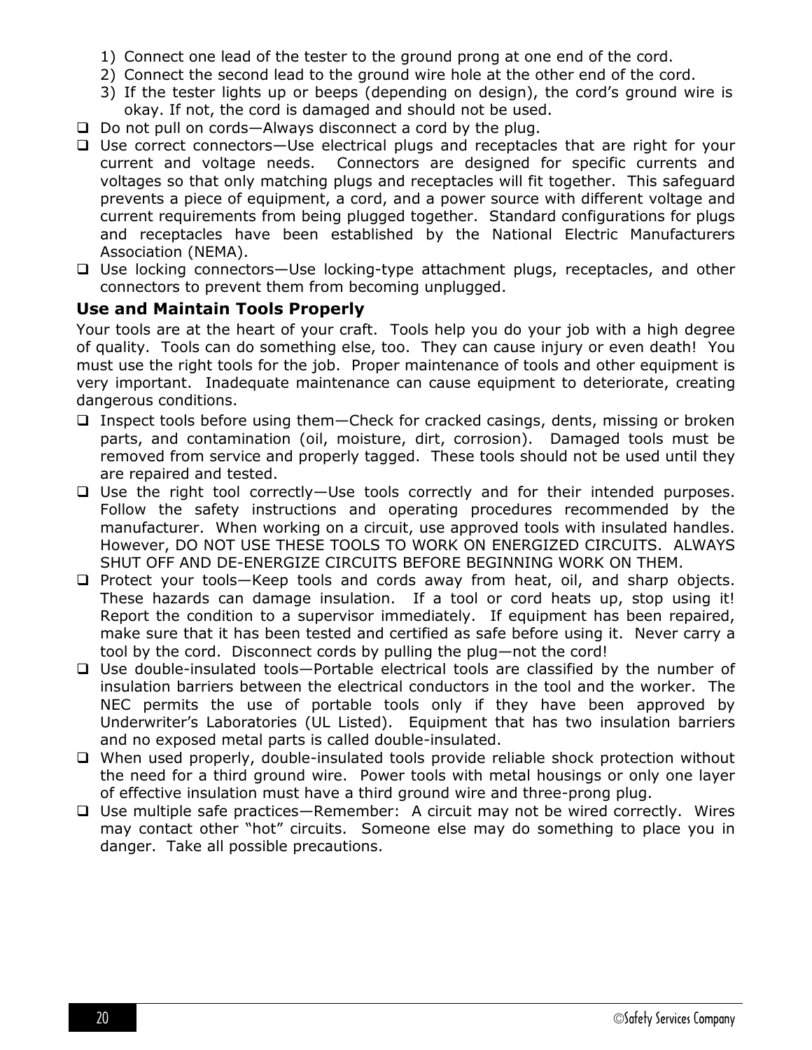1) Connect one lead of the tester to the ground prong at one end of the cord.
2) Connect the second lead to the ground wire hole at the other end of the cord.
3) If the tester lights up or beeps (depending on design), the cord's ground wire is okay. If not, the cord is damaged and should not be used.

- Do not pull on cords—Always disconnect a cord by the plug.
- Use correct connectors—Use electrical plugs and receptacles that are right for your current and voltage needs. Connectors are designed for specific currents and voltages so that only matching plugs and receptacles will fit together. This safeguard prevents a piece of equipment, a cord, and a power source with different voltage and current requirements from being plugged together. Standard configurations for plugs and receptacles have been established by the National Electric Manufacturers Association (NEMA).
- Use locking connectors—Use locking-type attachment plugs, receptacles, and other connectors to prevent them from becoming unplugged.

### Use and Maintain Tools Properly

Your tools are at the heart of your craft. Tools help you do your job with a high degree of quality. Tools can do something else, too. They can cause injury or even death! You must use the right tools for the job. Proper maintenance of tools and other equipment is very important. Inadequate maintenance can cause equipment to deteriorate, creating dangerous conditions.

- Inspect tools before using them—Check for cracked casings, dents, missing or broken parts, and contamination (oil, moisture, dirt, corrosion). Damaged tools must be removed from service and properly tagged. These tools should not be used until they are repaired and tested.
- Use the right tool correctly—Use tools correctly and for their intended purposes. Follow the safety instructions and operating procedures recommended by the manufacturer. When working on a circuit, use approved tools with insulated handles. However, DO NOT USE THESE TOOLS TO WORK ON ENERGIZED CIRCUITS. ALWAYS SHUT OFF AND DE-ENERGIZE CIRCUITS BEFORE BEGINNING WORK ON THEM.
- Protect your tools—Keep tools and cords away from heat, oil, and sharp objects. These hazards can damage insulation. If a tool or cord heats up, stop using it! Report the condition to a supervisor immediately. If equipment has been repaired, make sure that it has been tested and certified as safe before using it. Never carry a tool by the cord. Disconnect cords by pulling the plug—not the cord!
- Use double-insulated tools—Portable electrical tools are classified by the number of insulation barriers between the electrical conductors in the tool and the worker. The NEC permits the use of portable tools only if they have been approved by Underwriter's Laboratories (UL Listed). Equipment that has two insulation barriers and no exposed metal parts is called double-insulated.
- When used properly, double-insulated tools provide reliable shock protection without the need for a third ground wire. Power tools with metal housings or only one layer of effective insulation must have a third ground wire and three-prong plug.
- Use multiple safe practices—Remember: A circuit may not be wired correctly. Wires may contact other "hot" circuits. Someone else may do something to place you in danger. Take all possible precautions.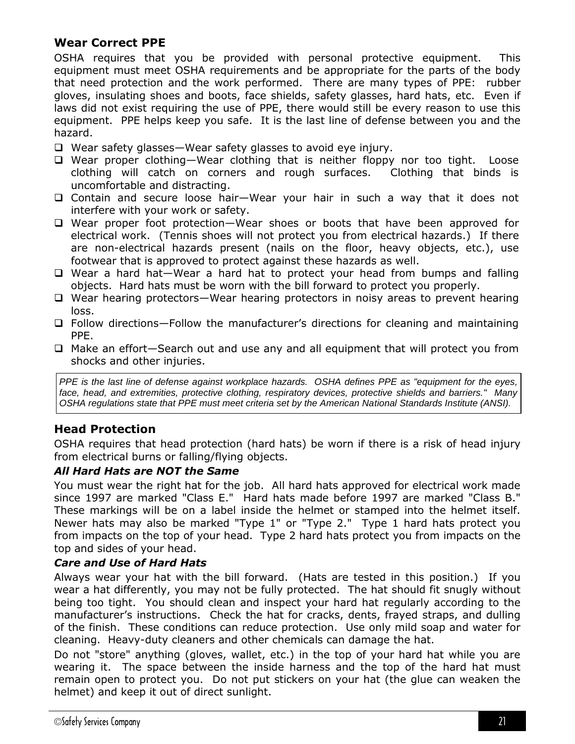## Wear Correct PPE

OSHA requires that you be provided with personal protective equipment. This equipment must meet OSHA requirements and be appropriate for the parts of the body that need protection and the work performed. There are many types of PPE: rubber gloves, insulating shoes and boots, face shields, safety glasses, hard hats, etc. Even if laws did not exist requiring the use of PPE, there would still be every reason to use this equipment. PPE helps keep you safe. It is the last line of defense between you and the hazard.

- ❑ Wear safety glasses—Wear safety glasses to avoid eye injury.
- ❑ Wear proper clothing—Wear clothing that is neither floppy nor too tight. Loose clothing will catch on corners and rough surfaces. Clothing that binds is uncomfortable and distracting.
- ❑ Contain and secure loose hair—Wear your hair in such a way that it does not interfere with your work or safety.
- ❑ Wear proper foot protection—Wear shoes or boots that have been approved for electrical work. (Tennis shoes will not protect you from electrical hazards.) If there are non-electrical hazards present (nails on the floor, heavy objects, etc.), use footwear that is approved to protect against these hazards as well.
- ❑ Wear a hard hat—Wear a hard hat to protect your head from bumps and falling objects. Hard hats must be worn with the bill forward to protect you properly.
- ❑ Wear hearing protectors—Wear hearing protectors in noisy areas to prevent hearing loss.
- ❑ Follow directions—Follow the manufacturer's directions for cleaning and maintaining PPE.
- ❑ Make an effort—Search out and use any and all equipment that will protect you from shocks and other injuries.

*PPE is the last line of defense against workplace hazards. OSHA defines PPE as "equipment for the eyes, face, head, and extremities, protective clothing, respiratory devices, protective shields and barriers." Many OSHA regulations state that PPE must meet criteria set by the American National Standards Institute (ANSI).*

## Head Protection

OSHA requires that head protection (hard hats) be worn if there is a risk of head injury from electrical burns or falling/flying objects.

### *All Hard Hats are NOT the Same*

You must wear the right hat for the job. All hard hats approved for electrical work made since 1997 are marked "Class E." Hard hats made before 1997 are marked "Class B." These markings will be on a label inside the helmet or stamped into the helmet itself. Newer hats may also be marked "Type 1" or "Type 2." Type 1 hard hats protect you from impacts on the top of your head. Type 2 hard hats protect you from impacts on the top and sides of your head.

### *Care and Use of Hard Hats*

Always wear your hat with the bill forward. (Hats are tested in this position.) If you wear a hat differently, you may not be fully protected. The hat should fit snugly without being too tight. You should clean and inspect your hard hat regularly according to the manufacturer's instructions. Check the hat for cracks, dents, frayed straps, and dulling of the finish. These conditions can reduce protection. Use only mild soap and water for cleaning. Heavy-duty cleaners and other chemicals can damage the hat.

Do not "store" anything (gloves, wallet, etc.) in the top of your hard hat while you are wearing it. The space between the inside harness and the top of the hard hat must remain open to protect you. Do not put stickers on your hat (the glue can weaken the helmet) and keep it out of direct sunlight.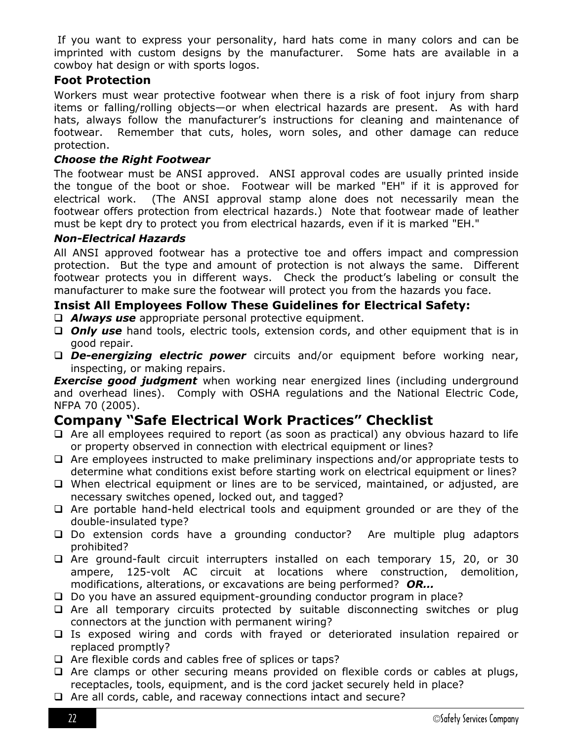If you want to express your personality, hard hats come in many colors and can be imprinted with custom designs by the manufacturer. Some hats are available in a cowboy hat design or with sports logos.

### Foot Protection

Workers must wear protective footwear when there is a risk of foot injury from sharp items or falling/rolling objects—or when electrical hazards are present. As with hard hats, always follow the manufacturer's instructions for cleaning and maintenance of footwear. Remember that cuts, holes, worn soles, and other damage can reduce protection.

#### *Choose the Right Footwear*

The footwear must be ANSI approved. ANSI approval codes are usually printed inside the tongue of the boot or shoe. Footwear will be marked "EH" if it is approved for electrical work. (The ANSI approval stamp alone does not necessarily mean the footwear offers protection from electrical hazards.) Note that footwear made of leather must be kept dry to protect you from electrical hazards, even if it is marked "EH."

#### *Non-Electrical Hazards*

All ANSI approved footwear has a protective toe and offers impact and compression protection. But the type and amount of protection is not always the same. Different footwear protects you in different ways. Check the product's labeling or consult the manufacturer to make sure the footwear will protect you from the hazards you face.

### Insist All Employees Follow These Guidelines for Electrical Safety:

- ***Always use*** appropriate personal protective equipment.
- ***Only use*** hand tools, electric tools, extension cords, and other equipment that is in good repair.
- ***De-energizing electric power*** circuits and/or equipment before working near, inspecting, or making repairs.

***Exercise good judgment*** when working near energized lines (including underground and overhead lines). Comply with OSHA regulations and the National Electric Code, NFPA 70 (2005).

## Company "Safe Electrical Work Practices" Checklist

- Are all employees required to report (as soon as practical) any obvious hazard to life or property observed in connection with electrical equipment or lines?
- Are employees instructed to make preliminary inspections and/or appropriate tests to determine what conditions exist before starting work on electrical equipment or lines?
- When electrical equipment or lines are to be serviced, maintained, or adjusted, are necessary switches opened, locked out, and tagged?
- Are portable hand-held electrical tools and equipment grounded or are they of the double-insulated type?
- Do extension cords have a grounding conductor? Are multiple plug adaptors prohibited?
- Are ground-fault circuit interrupters installed on each temporary 15, 20, or 30 ampere, 125-volt AC circuit at locations where construction, demolition, modifications, alterations, or excavations are being performed? ***OR…***
- Do you have an assured equipment-grounding conductor program in place?
- Are all temporary circuits protected by suitable disconnecting switches or plug connectors at the junction with permanent wiring?
- Is exposed wiring and cords with frayed or deteriorated insulation repaired or replaced promptly?
- Are flexible cords and cables free of splices or taps?
- Are clamps or other securing means provided on flexible cords or cables at plugs, receptacles, tools, equipment, and is the cord jacket securely held in place?
- Are all cords, cable, and raceway connections intact and secure?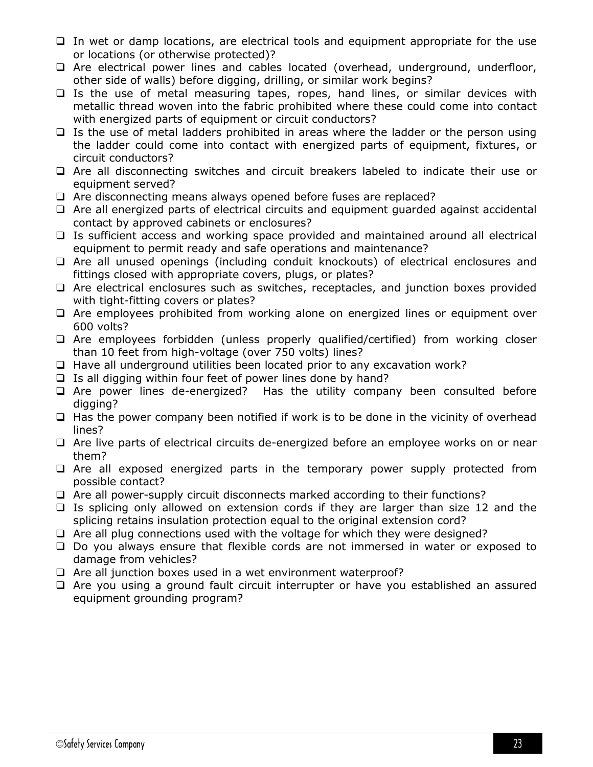- ☐ In wet or damp locations, are electrical tools and equipment appropriate for the use or locations (or otherwise protected)?
- ☐ Are electrical power lines and cables located (overhead, underground, underfloor, other side of walls) before digging, drilling, or similar work begins?
- ☐ Is the use of metal measuring tapes, ropes, hand lines, or similar devices with metallic thread woven into the fabric prohibited where these could come into contact with energized parts of equipment or circuit conductors?
- ☐ Is the use of metal ladders prohibited in areas where the ladder or the person using the ladder could come into contact with energized parts of equipment, fixtures, or circuit conductors?
- ☐ Are all disconnecting switches and circuit breakers labeled to indicate their use or equipment served?
- ☐ Are disconnecting means always opened before fuses are replaced?
- ☐ Are all energized parts of electrical circuits and equipment guarded against accidental contact by approved cabinets or enclosures?
- ☐ Is sufficient access and working space provided and maintained around all electrical equipment to permit ready and safe operations and maintenance?
- ☐ Are all unused openings (including conduit knockouts) of electrical enclosures and fittings closed with appropriate covers, plugs, or plates?
- ☐ Are electrical enclosures such as switches, receptacles, and junction boxes provided with tight-fitting covers or plates?
- ☐ Are employees prohibited from working alone on energized lines or equipment over 600 volts?
- ☐ Are employees forbidden (unless properly qualified/certified) from working closer than 10 feet from high-voltage (over 750 volts) lines?
- ☐ Have all underground utilities been located prior to any excavation work?
- ☐ Is all digging within four feet of power lines done by hand?
- ☐ Are power lines de-energized? Has the utility company been consulted before digging?
- ☐ Has the power company been notified if work is to be done in the vicinity of overhead lines?
- ☐ Are live parts of electrical circuits de-energized before an employee works on or near them?
- ☐ Are all exposed energized parts in the temporary power supply protected from possible contact?
- ☐ Are all power-supply circuit disconnects marked according to their functions?
- ☐ Is splicing only allowed on extension cords if they are larger than size 12 and the splicing retains insulation protection equal to the original extension cord?
- ☐ Are all plug connections used with the voltage for which they were designed?
- ☐ Do you always ensure that flexible cords are not immersed in water or exposed to damage from vehicles?
- ☐ Are all junction boxes used in a wet environment waterproof?
- ☐ Are you using a ground fault circuit interrupter or have you established an assured equipment grounding program?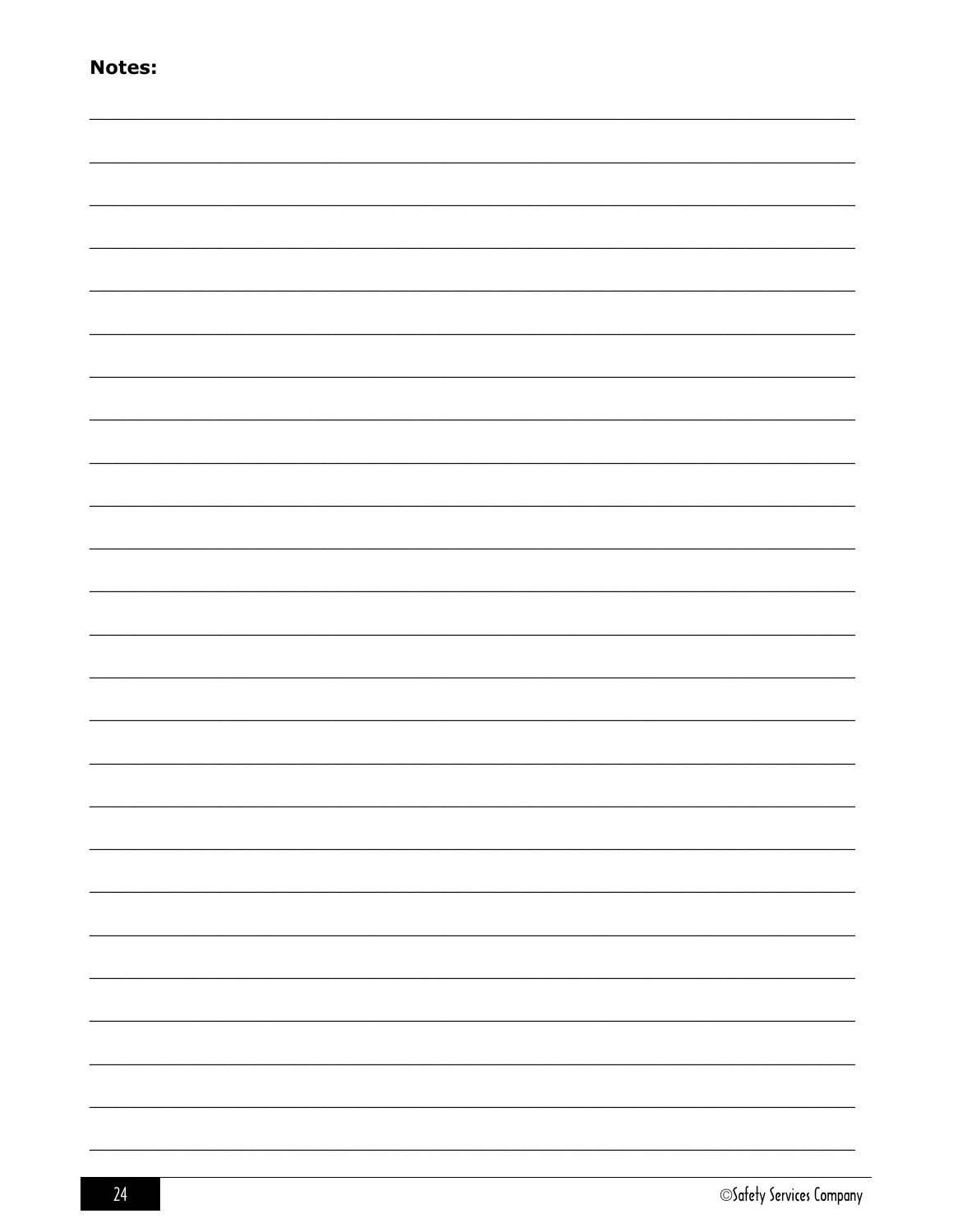**Notes:**